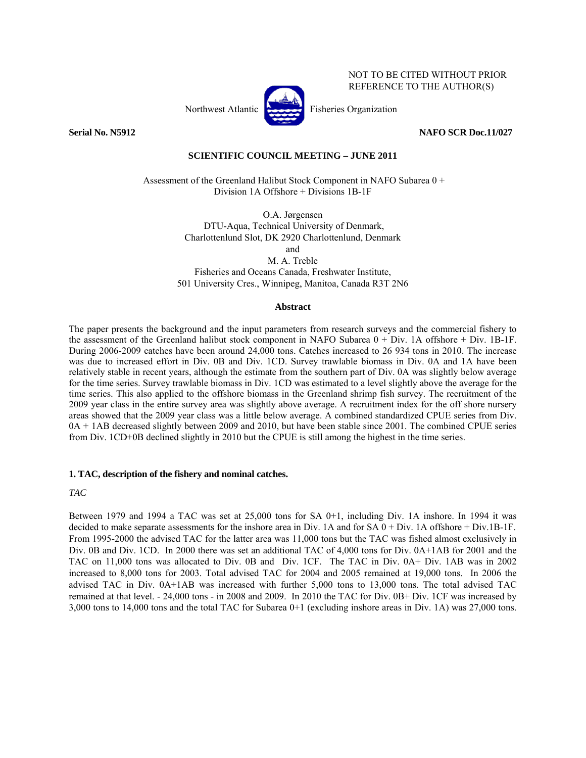NOT TO BE CITED WITHOUT PRIOR REFERENCE TO THE AUTHOR(S)

Northwest Atlantic Fisheries Organization

**Serial No. N5912** **NAFO SCR Doc.11/027**

**SCIENTIFIC COUNCIL MEETING – JUNE 2011**

# Assessment of the Greenland Halibut Stock Component in NAFO Subarea 0 + Division 1A Offshore + Divisions 1B-1F

O.A. Jørgensen
DTU-Aqua, Technical University of Denmark,
Charlottenlund Slot, DK 2920 Charlottenlund, Denmark
and
M. A. Treble
Fisheries and Oceans Canada, Freshwater Institute,
501 University Cres., Winnipeg, Manitoa, Canada R3T 2N6

## Abstract

The paper presents the background and the input parameters from research surveys and the commercial fishery to the assessment of the Greenland halibut stock component in NAFO Subarea 0 + Div. 1A offshore + Div. 1B-1F. During 2006-2009 catches have been around 24,000 tons. Catches increased to 26 934 tons in 2010. The increase was due to increased effort in Div. 0B and Div. 1CD. Survey trawlable biomass in Div. 0A and 1A have been relatively stable in recent years, although the estimate from the southern part of Div. 0A was slightly below average for the time series. Survey trawlable biomass in Div. 1CD was estimated to a level slightly above the average for the time series. This also applied to the offshore biomass in the Greenland shrimp fish survey. The recruitment of the 2009 year class in the entire survey area was slightly above average. A recruitment index for the off shore nursery areas showed that the 2009 year class was a little below average. A combined standardized CPUE series from Div. 0A + 1AB decreased slightly between 2009 and 2010, but have been stable since 2001. The combined CPUE series from Div. 1CD+0B declined slightly in 2010 but the CPUE is still among the highest in the time series.

## 1. TAC, description of the fishery and nominal catches.

*TAC*

Between 1979 and 1994 a TAC was set at 25,000 tons for SA 0+1, including Div. 1A inshore. In 1994 it was decided to make separate assessments for the inshore area in Div. 1A and for SA 0 + Div. 1A offshore + Div.1B-1F. From 1995-2000 the advised TAC for the latter area was 11,000 tons but the TAC was fished almost exclusively in Div. 0B and Div. 1CD. In 2000 there was set an additional TAC of 4,000 tons for Div. 0A+1AB for 2001 and the TAC on 11,000 tons was allocated to Div. 0B and Div. 1CF. The TAC in Div. 0A+ Div. 1AB was in 2002 increased to 8,000 tons for 2003. Total advised TAC for 2004 and 2005 remained at 19,000 tons. In 2006 the advised TAC in Div. 0A+1AB was increased with further 5,000 tons to 13,000 tons. The total advised TAC remained at that level. - 24,000 tons - in 2008 and 2009. In 2010 the TAC for Div. 0B+ Div. 1CF was increased by 3,000 tons to 14,000 tons and the total TAC for Subarea 0+1 (excluding inshore areas in Div. 1A) was 27,000 tons.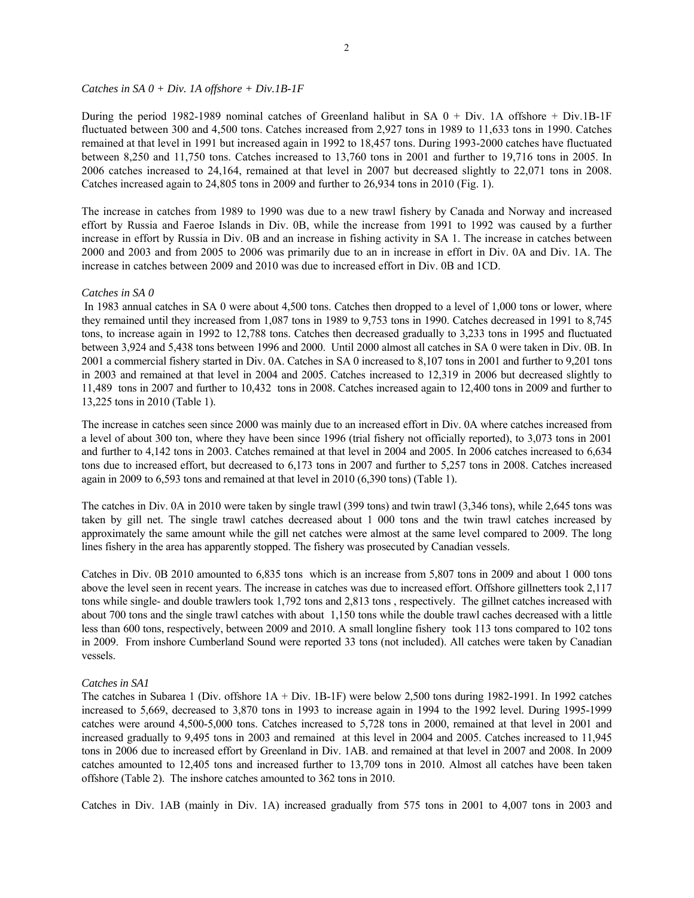*Catches in SA 0 + Div. 1A offshore + Div.1B-1F*

During the period 1982-1989 nominal catches of Greenland halibut in SA 0 + Div. 1A offshore + Div.1B-1F fluctuated between 300 and 4,500 tons. Catches increased from 2,927 tons in 1989 to 11,633 tons in 1990. Catches remained at that level in 1991 but increased again in 1992 to 18,457 tons. During 1993-2000 catches have fluctuated between 8,250 and 11,750 tons. Catches increased to 13,760 tons in 2001 and further to 19,716 tons in 2005. In 2006 catches increased to 24,164, remained at that level in 2007 but decreased slightly to 22,071 tons in 2008. Catches increased again to 24,805 tons in 2009 and further to 26,934 tons in 2010 (Fig. 1).

The increase in catches from 1989 to 1990 was due to a new trawl fishery by Canada and Norway and increased effort by Russia and Faeroe Islands in Div. 0B, while the increase from 1991 to 1992 was caused by a further increase in effort by Russia in Div. 0B and an increase in fishing activity in SA 1. The increase in catches between 2000 and 2003 and from 2005 to 2006 was primarily due to an in increase in effort in Div. 0A and Div. 1A. The increase in catches between 2009 and 2010 was due to increased effort in Div. 0B and 1CD.

*Catches in SA 0*

In 1983 annual catches in SA 0 were about 4,500 tons. Catches then dropped to a level of 1,000 tons or lower, where they remained until they increased from 1,087 tons in 1989 to 9,753 tons in 1990. Catches decreased in 1991 to 8,745 tons, to increase again in 1992 to 12,788 tons. Catches then decreased gradually to 3,233 tons in 1995 and fluctuated between 3,924 and 5,438 tons between 1996 and 2000. Until 2000 almost all catches in SA 0 were taken in Div. 0B. In 2001 a commercial fishery started in Div. 0A. Catches in SA 0 increased to 8,107 tons in 2001 and further to 9,201 tons in 2003 and remained at that level in 2004 and 2005. Catches increased to 12,319 in 2006 but decreased slightly to 11,489 tons in 2007 and further to 10,432 tons in 2008. Catches increased again to 12,400 tons in 2009 and further to 13,225 tons in 2010 (Table 1).

The increase in catches seen since 2000 was mainly due to an increased effort in Div. 0A where catches increased from a level of about 300 ton, where they have been since 1996 (trial fishery not officially reported), to 3,073 tons in 2001 and further to 4,142 tons in 2003. Catches remained at that level in 2004 and 2005. In 2006 catches increased to 6,634 tons due to increased effort, but decreased to 6,173 tons in 2007 and further to 5,257 tons in 2008. Catches increased again in 2009 to 6,593 tons and remained at that level in 2010 (6,390 tons) (Table 1).

The catches in Div. 0A in 2010 were taken by single trawl (399 tons) and twin trawl (3,346 tons), while 2,645 tons was taken by gill net. The single trawl catches decreased about 1 000 tons and the twin trawl catches increased by approximately the same amount while the gill net catches were almost at the same level compared to 2009. The long lines fishery in the area has apparently stopped. The fishery was prosecuted by Canadian vessels.

Catches in Div. 0B 2010 amounted to 6,835 tons which is an increase from 5,807 tons in 2009 and about 1 000 tons above the level seen in recent years. The increase in catches was due to increased effort. Offshore gillnetters took 2,117 tons while single- and double trawlers took 1,792 tons and 2,813 tons , respectively. The gillnet catches increased with about 700 tons and the single trawl catches with about 1,150 tons while the double trawl caches decreased with a little less than 600 tons, respectively, between 2009 and 2010. A small longline fishery took 113 tons compared to 102 tons in 2009. From inshore Cumberland Sound were reported 33 tons (not included). All catches were taken by Canadian vessels.

*Catches in SA1*

The catches in Subarea 1 (Div. offshore 1A + Div. 1B-1F) were below 2,500 tons during 1982-1991. In 1992 catches increased to 5,669, decreased to 3,870 tons in 1993 to increase again in 1994 to the 1992 level. During 1995-1999 catches were around 4,500-5,000 tons. Catches increased to 5,728 tons in 2000, remained at that level in 2001 and increased gradually to 9,495 tons in 2003 and remained at this level in 2004 and 2005. Catches increased to 11,945 tons in 2006 due to increased effort by Greenland in Div. 1AB. and remained at that level in 2007 and 2008. In 2009 catches amounted to 12,405 tons and increased further to 13,709 tons in 2010. Almost all catches have been taken offshore (Table 2). The inshore catches amounted to 362 tons in 2010.

Catches in Div. 1AB (mainly in Div. 1A) increased gradually from 575 tons in 2001 to 4,007 tons in 2003 and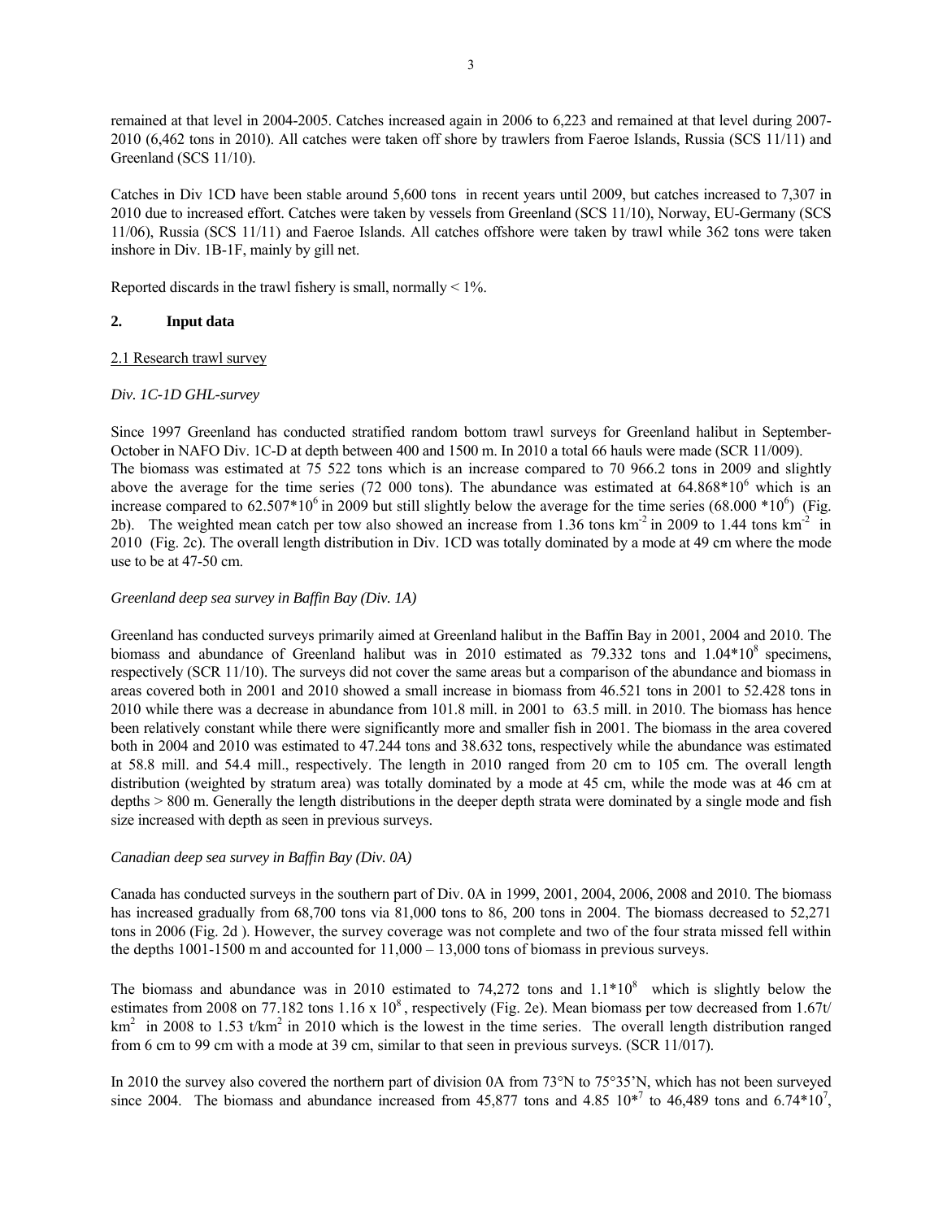remained at that level in 2004-2005. Catches increased again in 2006 to 6,223 and remained at that level during 2007-2010 (6,462 tons in 2010). All catches were taken off shore by trawlers from Faeroe Islands, Russia (SCS 11/11) and Greenland (SCS 11/10).

Catches in Div 1CD have been stable around 5,600 tons in recent years until 2009, but catches increased to 7,307 in 2010 due to increased effort. Catches were taken by vessels from Greenland (SCS 11/10), Norway, EU-Germany (SCS 11/06), Russia (SCS 11/11) and Faeroe Islands. All catches offshore were taken by trawl while 362 tons were taken inshore in Div. 1B-1F, mainly by gill net.

Reported discards in the trawl fishery is small, normally < 1%.

## 2. Input data

2.1 Research trawl survey

*Div. 1C-1D GHL-survey*

Since 1997 Greenland has conducted stratified random bottom trawl surveys for Greenland halibut in September-October in NAFO Div. 1C-D at depth between 400 and 1500 m. In 2010 a total 66 hauls were made (SCR 11/009).
The biomass was estimated at 75 522 tons which is an increase compared to 70 966.2 tons in 2009 and slightly above the average for the time series (72 000 tons). The abundance was estimated at $64.868*10^6$ which is an increase compared to $62.507*10^6$ in 2009 but still slightly below the average for the time series ($68.000*10^6$) (Fig. 2b). The weighted mean catch per tow also showed an increase from 1.36 tons $km^{-2}$ in 2009 to 1.44 tons $km^{-2}$ in 2010 (Fig. 2c). The overall length distribution in Div. 1CD was totally dominated by a mode at 49 cm where the mode use to be at 47-50 cm.

*Greenland deep sea survey in Baffin Bay (Div. 1A)*

Greenland has conducted surveys primarily aimed at Greenland halibut in the Baffin Bay in 2001, 2004 and 2010. The biomass and abundance of Greenland halibut was in 2010 estimated as 79.332 tons and $1.04*10^8$ specimens, respectively (SCR 11/10). The surveys did not cover the same areas but a comparison of the abundance and biomass in areas covered both in 2001 and 2010 showed a small increase in biomass from 46.521 tons in 2001 to 52.428 tons in 2010 while there was a decrease in abundance from 101.8 mill. in 2001 to 63.5 mill. in 2010. The biomass has hence been relatively constant while there were significantly more and smaller fish in 2001. The biomass in the area covered both in 2004 and 2010 was estimated to 47.244 tons and 38.632 tons, respectively while the abundance was estimated at 58.8 mill. and 54.4 mill., respectively. The length in 2010 ranged from 20 cm to 105 cm. The overall length distribution (weighted by stratum area) was totally dominated by a mode at 45 cm, while the mode was at 46 cm at depths > 800 m. Generally the length distributions in the deeper depth strata were dominated by a single mode and fish size increased with depth as seen in previous surveys.

*Canadian deep sea survey in Baffin Bay (Div. 0A)*

Canada has conducted surveys in the southern part of Div. 0A in 1999, 2001, 2004, 2006, 2008 and 2010. The biomass has increased gradually from 68,700 tons via 81,000 tons to 86, 200 tons in 2004. The biomass decreased to 52,271 tons in 2006 (Fig. 2d ). However, the survey coverage was not complete and two of the four strata missed fell within the depths 1001-1500 m and accounted for 11,000 – 13,000 tons of biomass in previous surveys.

The biomass and abundance was in 2010 estimated to 74,272 tons and $1.1*10^8$ which is slightly below the estimates from 2008 on 77.182 tons $1.16 \times 10^8$, respectively (Fig. 2e). Mean biomass per tow decreased from 1.67t/ $km^2$ in 2008 to 1.53 t/$km^2$ in 2010 which is the lowest in the time series. The overall length distribution ranged from 6 cm to 99 cm with a mode at 39 cm, similar to that seen in previous surveys. (SCR 11/017).

In 2010 the survey also covered the northern part of division 0A from 73°N to 75°35'N, which has not been surveyed since 2004. The biomass and abundance increased from 45,877 tons and $4.85\ 10^{*7}$ to 46,489 tons and $6.74*10^7$,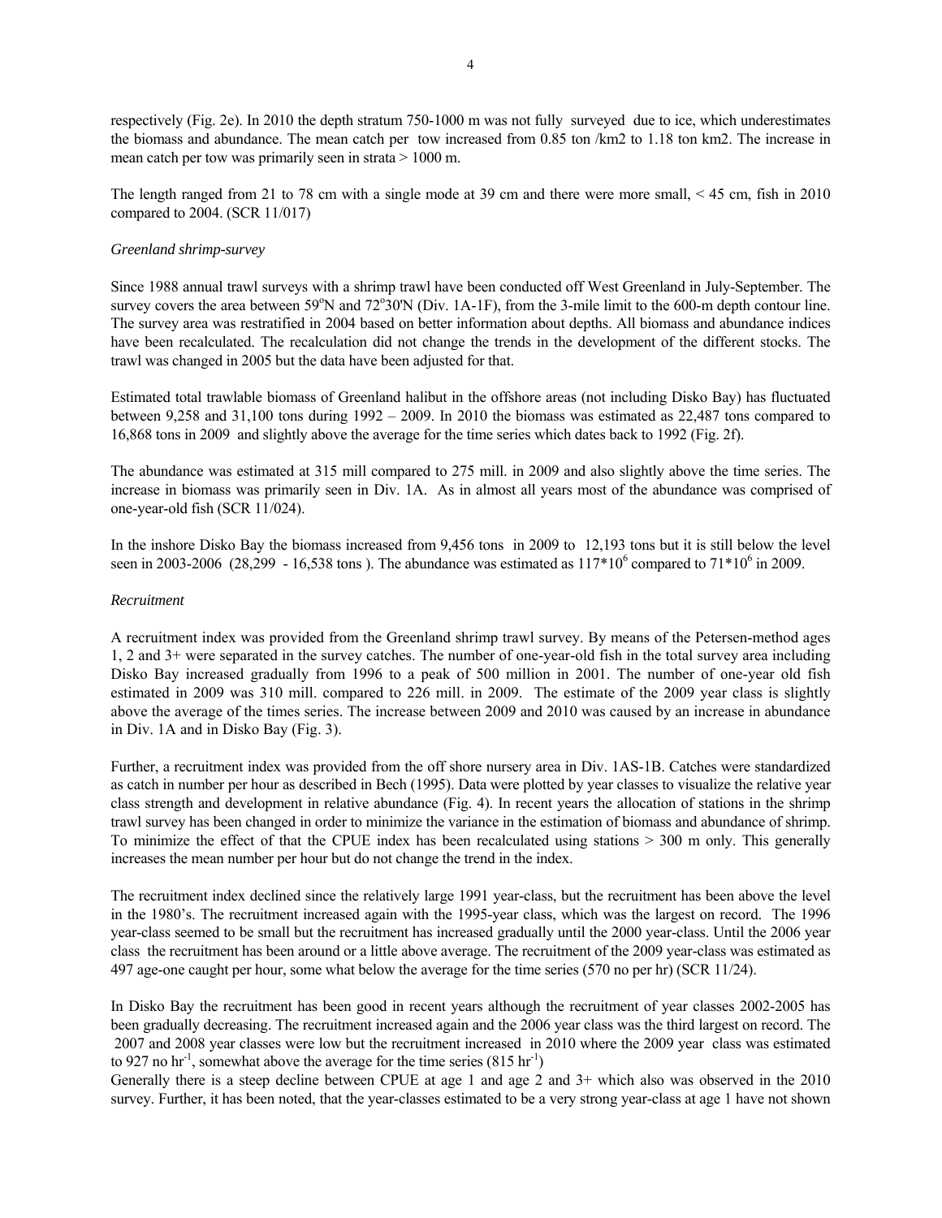respectively (Fig. 2e). In 2010 the depth stratum 750-1000 m was not fully surveyed due to ice, which underestimates the biomass and abundance. The mean catch per tow increased from 0.85 ton /km2 to 1.18 ton km2. The increase in mean catch per tow was primarily seen in strata > 1000 m.

The length ranged from 21 to 78 cm with a single mode at 39 cm and there were more small, < 45 cm, fish in 2010 compared to 2004. (SCR 11/017)

*Greenland shrimp-survey*

Since 1988 annual trawl surveys with a shrimp trawl have been conducted off West Greenland in July-September. The survey covers the area between 59°N and 72°30'N (Div. 1A-1F), from the 3-mile limit to the 600-m depth contour line. The survey area was restratified in 2004 based on better information about depths. All biomass and abundance indices have been recalculated. The recalculation did not change the trends in the development of the different stocks. The trawl was changed in 2005 but the data have been adjusted for that.

Estimated total trawlable biomass of Greenland halibut in the offshore areas (not including Disko Bay) has fluctuated between 9,258 and 31,100 tons during 1992 – 2009. In 2010 the biomass was estimated as 22,487 tons compared to 16,868 tons in 2009 and slightly above the average for the time series which dates back to 1992 (Fig. 2f).

The abundance was estimated at 315 mill compared to 275 mill. in 2009 and also slightly above the time series. The increase in biomass was primarily seen in Div. 1A. As in almost all years most of the abundance was comprised of one-year-old fish (SCR 11/024).

In the inshore Disko Bay the biomass increased from 9,456 tons in 2009 to 12,193 tons but it is still below the level seen in 2003-2006 (28,299 - 16,538 tons ). The abundance was estimated as $117*10^6$ compared to $71*10^6$ in 2009.

*Recruitment*

A recruitment index was provided from the Greenland shrimp trawl survey. By means of the Petersen-method ages 1, 2 and 3+ were separated in the survey catches. The number of one-year-old fish in the total survey area including Disko Bay increased gradually from 1996 to a peak of 500 million in 2001. The number of one-year old fish estimated in 2009 was 310 mill. compared to 226 mill. in 2009. The estimate of the 2009 year class is slightly above the average of the times series. The increase between 2009 and 2010 was caused by an increase in abundance in Div. 1A and in Disko Bay (Fig. 3).

Further, a recruitment index was provided from the off shore nursery area in Div. 1AS-1B. Catches were standardized as catch in number per hour as described in Bech (1995). Data were plotted by year classes to visualize the relative year class strength and development in relative abundance (Fig. 4). In recent years the allocation of stations in the shrimp trawl survey has been changed in order to minimize the variance in the estimation of biomass and abundance of shrimp. To minimize the effect of that the CPUE index has been recalculated using stations > 300 m only. This generally increases the mean number per hour but do not change the trend in the index.

The recruitment index declined since the relatively large 1991 year-class, but the recruitment has been above the level in the 1980's. The recruitment increased again with the 1995-year class, which was the largest on record. The 1996 year-class seemed to be small but the recruitment has increased gradually until the 2000 year-class. Until the 2006 year class the recruitment has been around or a little above average. The recruitment of the 2009 year-class was estimated as 497 age-one caught per hour, some what below the average for the time series (570 no per hr) (SCR 11/24).

In Disko Bay the recruitment has been good in recent years although the recruitment of year classes 2002-2005 has been gradually decreasing. The recruitment increased again and the 2006 year class was the third largest on record. The 2007 and 2008 year classes were low but the recruitment increased in 2010 where the 2009 year class was estimated to 927 no $hr^{-1}$, somewhat above the average for the time series (815 $hr^{-1}$)

Generally there is a steep decline between CPUE at age 1 and age 2 and 3+ which also was observed in the 2010 survey. Further, it has been noted, that the year-classes estimated to be a very strong year-class at age 1 have not shown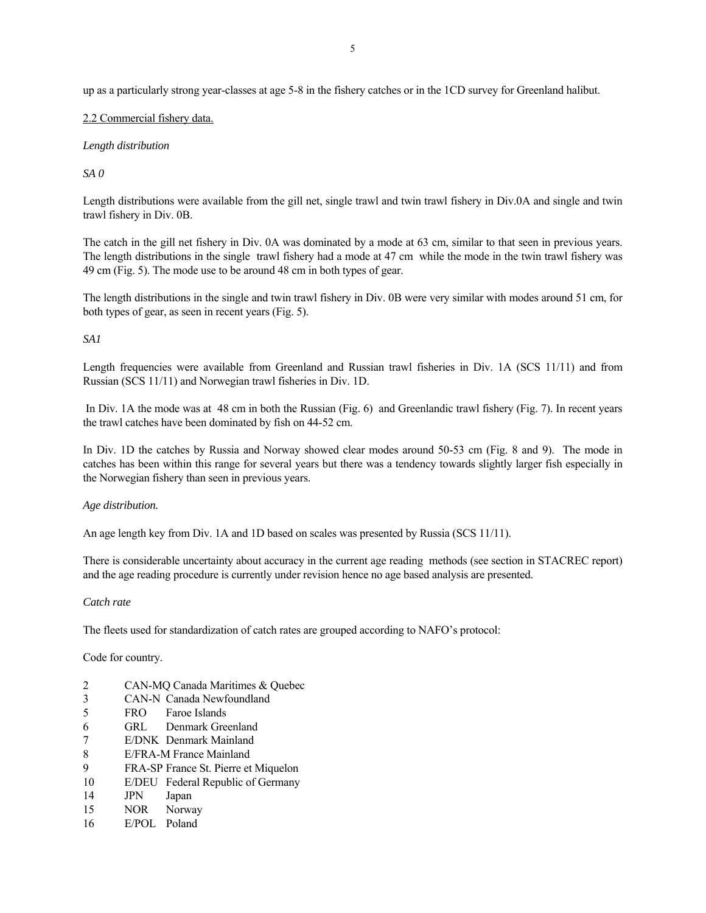up as a particularly strong year-classes at age 5-8 in the fishery catches or in the 1CD survey for Greenland halibut.

## 2.2 Commercial fishery data.

*Length distribution*

*SA 0*

Length distributions were available from the gill net, single trawl and twin trawl fishery in Div.0A and single and twin trawl fishery in Div. 0B.

The catch in the gill net fishery in Div. 0A was dominated by a mode at 63 cm, similar to that seen in previous years. The length distributions in the single trawl fishery had a mode at 47 cm while the mode in the twin trawl fishery was 49 cm (Fig. 5). The mode use to be around 48 cm in both types of gear.

The length distributions in the single and twin trawl fishery in Div. 0B were very similar with modes around 51 cm, for both types of gear, as seen in recent years (Fig. 5).

*SA1*

Length frequencies were available from Greenland and Russian trawl fisheries in Div. 1A (SCS 11/11) and from Russian (SCS 11/11) and Norwegian trawl fisheries in Div. 1D.

In Div. 1A the mode was at 48 cm in both the Russian (Fig. 6) and Greenlandic trawl fishery (Fig. 7). In recent years the trawl catches have been dominated by fish on 44-52 cm.

In Div. 1D the catches by Russia and Norway showed clear modes around 50-53 cm (Fig. 8 and 9). The mode in catches has been within this range for several years but there was a tendency towards slightly larger fish especially in the Norwegian fishery than seen in previous years.

*Age distribution.*

An age length key from Div. 1A and 1D based on scales was presented by Russia (SCS 11/11).

There is considerable uncertainty about accuracy in the current age reading methods (see section in STACREC report) and the age reading procedure is currently under revision hence no age based analysis are presented.

*Catch rate*

The fleets used for standardization of catch rates are grouped according to NAFO's protocol:

Code for country.

| | | |
|---|---|---|
| 2 | CAN-MQ | Canada Maritimes & Quebec |
| 3 | CAN-N | Canada Newfoundland |
| 5 | FRO | Faroe Islands |
| 6 | GRL | Denmark Greenland |
| 7 | E/DNK | Denmark Mainland |
| 8 | E/FRA-M | France Mainland |
| 9 | FRA-SP | France St. Pierre et Miquelon |
| 10 | E/DEU | Federal Republic of Germany |
| 14 | JPN | Japan |
| 15 | NOR | Norway |
| 16 | E/POL | Poland |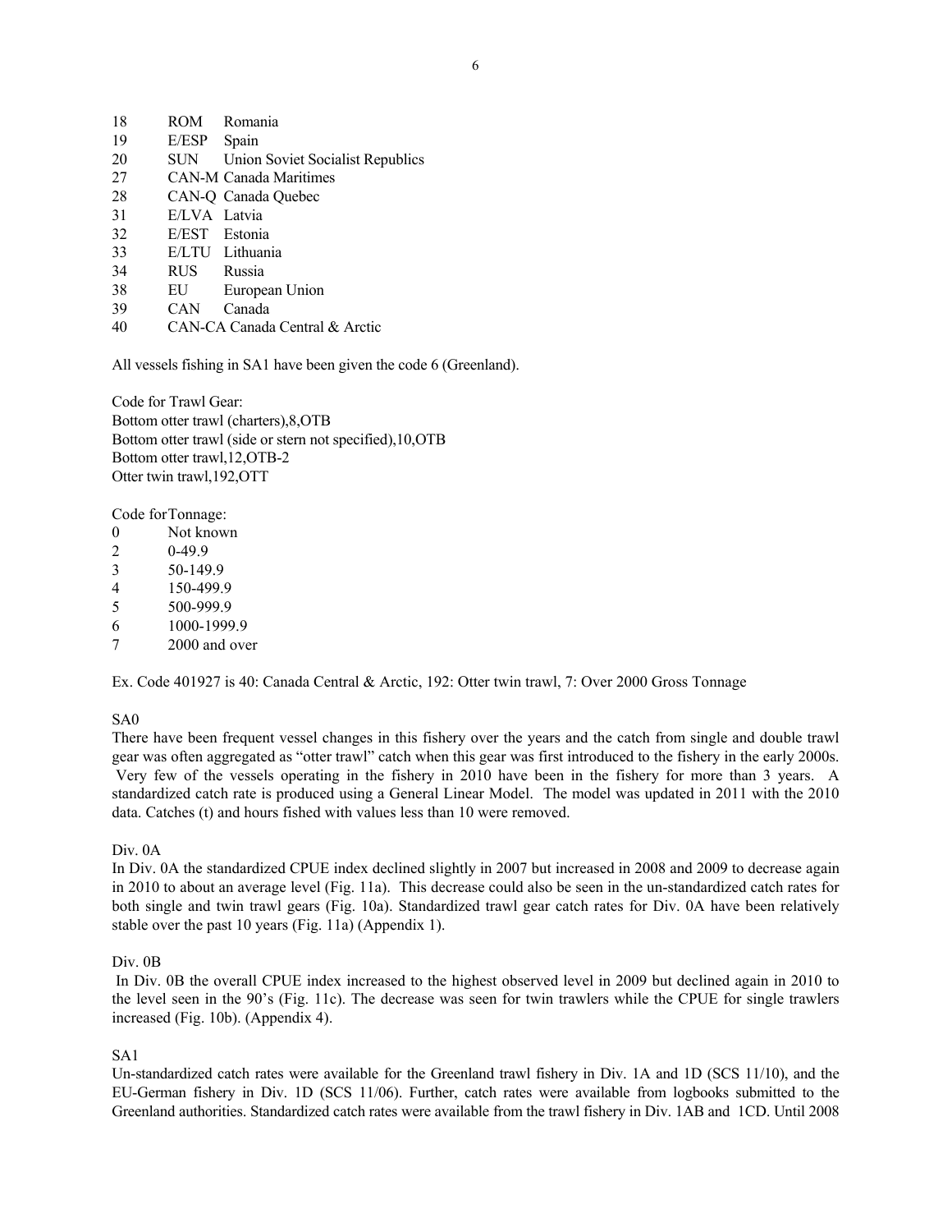| | | |
|---|---|---|
| 18 | ROM | Romania |
| 19 | E/ESP | Spain |
| 20 | SUN | Union Soviet Socialist Republics |
| 27 | CAN-M | Canada Maritimes |
| 28 | CAN-Q | Canada Quebec |
| 31 | E/LVA | Latvia |
| 32 | E/EST | Estonia |
| 33 | E/LTU | Lithuania |
| 34 | RUS | Russia |
| 38 | EU | European Union |
| 39 | CAN | Canada |
| 40 | CAN-CA | Canada Central & Arctic |

All vessels fishing in SA1 have been given the code 6 (Greenland).

Code for Trawl Gear:
Bottom otter trawl (charters),8,OTB
Bottom otter trawl (side or stern not specified),10,OTB
Bottom otter trawl,12,OTB-2
Otter twin trawl,192,OTT

Code for Tonnage:

| | |
|---|---|
| 0 | Not known |
| 2 | 0-49.9 |
| 3 | 50-149.9 |
| 4 | 150-499.9 |
| 5 | 500-999.9 |
| 6 | 1000-1999.9 |
| 7 | 2000 and over |

Ex. Code 401927 is 40: Canada Central & Arctic, 192: Otter twin trawl, 7: Over 2000 Gross Tonnage

SA0

There have been frequent vessel changes in this fishery over the years and the catch from single and double trawl gear was often aggregated as "otter trawl" catch when this gear was first introduced to the fishery in the early 2000s. Very few of the vessels operating in the fishery in 2010 have been in the fishery for more than 3 years. A standardized catch rate is produced using a General Linear Model. The model was updated in 2011 with the 2010 data. Catches (t) and hours fished with values less than 10 were removed.

Div. 0A

In Div. 0A the standardized CPUE index declined slightly in 2007 but increased in 2008 and 2009 to decrease again in 2010 to about an average level (Fig. 11a). This decrease could also be seen in the un-standardized catch rates for both single and twin trawl gears (Fig. 10a). Standardized trawl gear catch rates for Div. 0A have been relatively stable over the past 10 years (Fig. 11a) (Appendix 1).

Div. 0B

In Div. 0B the overall CPUE index increased to the highest observed level in 2009 but declined again in 2010 to the level seen in the 90's (Fig. 11c). The decrease was seen for twin trawlers while the CPUE for single trawlers increased (Fig. 10b). (Appendix 4).

SA1

Un-standardized catch rates were available for the Greenland trawl fishery in Div. 1A and 1D (SCS 11/10), and the EU-German fishery in Div. 1D (SCS 11/06). Further, catch rates were available from logbooks submitted to the Greenland authorities. Standardized catch rates were available from the trawl fishery in Div. 1AB and 1CD. Until 2008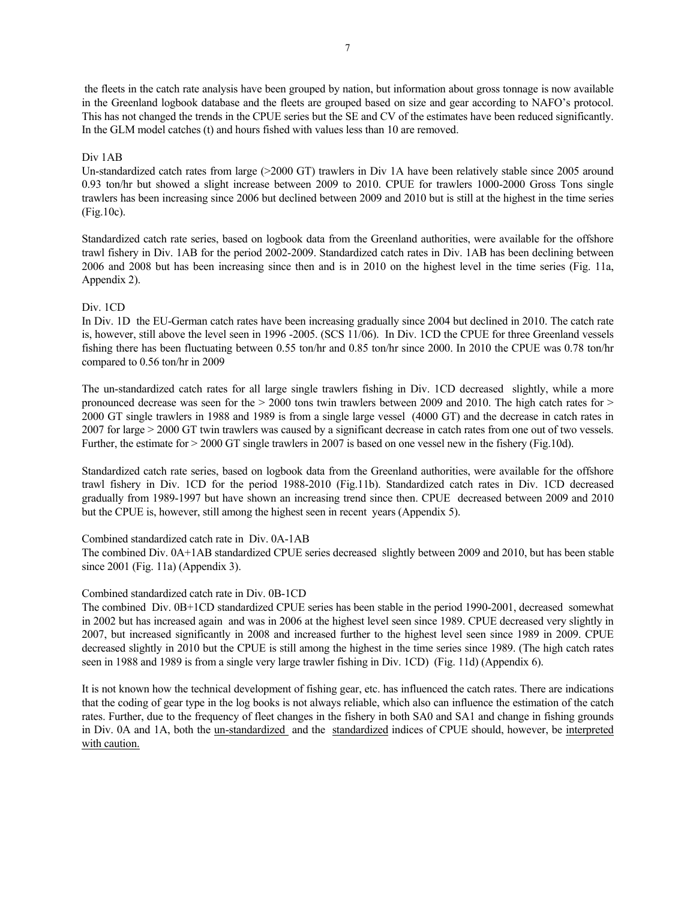the fleets in the catch rate analysis have been grouped by nation, but information about gross tonnage is now available in the Greenland logbook database and the fleets are grouped based on size and gear according to NAFO's protocol. This has not changed the trends in the CPUE series but the SE and CV of the estimates have been reduced significantly. In the GLM model catches (t) and hours fished with values less than 10 are removed.

Div 1AB

Un-standardized catch rates from large (>2000 GT) trawlers in Div 1A have been relatively stable since 2005 around 0.93 ton/hr but showed a slight increase between 2009 to 2010. CPUE for trawlers 1000-2000 Gross Tons single trawlers has been increasing since 2006 but declined between 2009 and 2010 but is still at the highest in the time series (Fig.10c).

Standardized catch rate series, based on logbook data from the Greenland authorities, were available for the offshore trawl fishery in Div. 1AB for the period 2002-2009. Standardized catch rates in Div. 1AB has been declining between 2006 and 2008 but has been increasing since then and is in 2010 on the highest level in the time series (Fig. 11a, Appendix 2).

Div. 1CD

In Div. 1D the EU-German catch rates have been increasing gradually since 2004 but declined in 2010. The catch rate is, however, still above the level seen in 1996 -2005. (SCS 11/06). In Div. 1CD the CPUE for three Greenland vessels fishing there has been fluctuating between 0.55 ton/hr and 0.85 ton/hr since 2000. In 2010 the CPUE was 0.78 ton/hr compared to 0.56 ton/hr in 2009

The un-standardized catch rates for all large single trawlers fishing in Div. 1CD decreased slightly, while a more pronounced decrease was seen for the > 2000 tons twin trawlers between 2009 and 2010. The high catch rates for > 2000 GT single trawlers in 1988 and 1989 is from a single large vessel (4000 GT) and the decrease in catch rates in 2007 for large > 2000 GT twin trawlers was caused by a significant decrease in catch rates from one out of two vessels. Further, the estimate for > 2000 GT single trawlers in 2007 is based on one vessel new in the fishery (Fig.10d).

Standardized catch rate series, based on logbook data from the Greenland authorities, were available for the offshore trawl fishery in Div. 1CD for the period 1988-2010 (Fig.11b). Standardized catch rates in Div. 1CD decreased gradually from 1989-1997 but have shown an increasing trend since then. CPUE decreased between 2009 and 2010 but the CPUE is, however, still among the highest seen in recent years (Appendix 5).

Combined standardized catch rate in Div. 0A-1AB

The combined Div. 0A+1AB standardized CPUE series decreased slightly between 2009 and 2010, but has been stable since 2001 (Fig. 11a) (Appendix 3).

Combined standardized catch rate in Div. 0B-1CD

The combined Div. 0B+1CD standardized CPUE series has been stable in the period 1990-2001, decreased somewhat in 2002 but has increased again and was in 2006 at the highest level seen since 1989. CPUE decreased very slightly in 2007, but increased significantly in 2008 and increased further to the highest level seen since 1989 in 2009. CPUE decreased slightly in 2010 but the CPUE is still among the highest in the time series since 1989. (The high catch rates seen in 1988 and 1989 is from a single very large trawler fishing in Div. 1CD) (Fig. 11d) (Appendix 6).

It is not known how the technical development of fishing gear, etc. has influenced the catch rates. There are indications that the coding of gear type in the log books is not always reliable, which also can influence the estimation of the catch rates. Further, due to the frequency of fleet changes in the fishery in both SA0 and SA1 and change in fishing grounds in Div. 0A and 1A, both the <u>un-standardized</u> and the <u>standardized</u> indices of CPUE should, however, be <u>interpreted with caution.</u>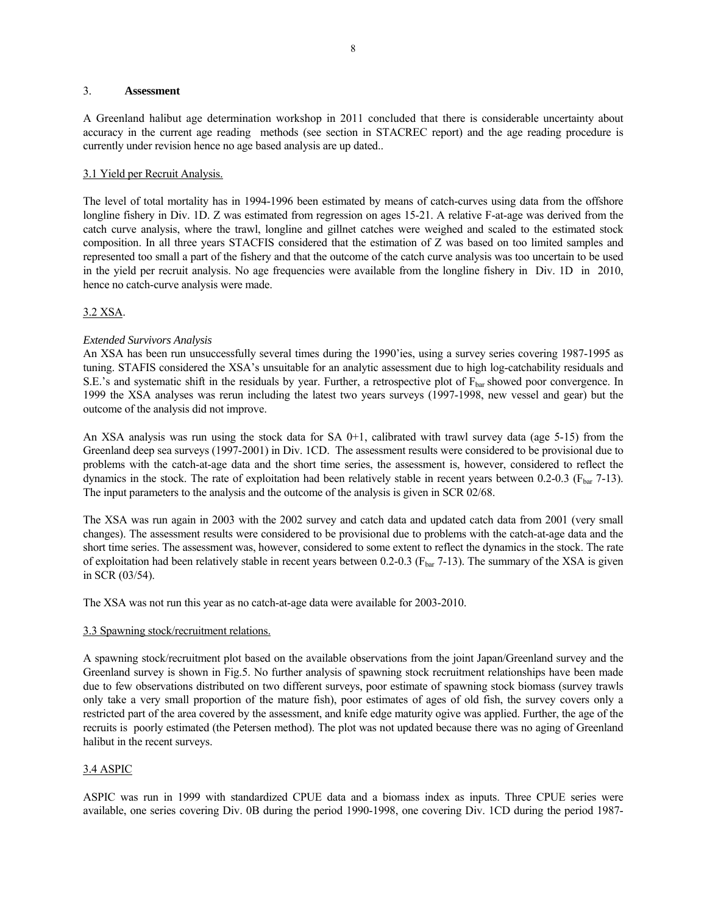## 3. **Assessment**

A Greenland halibut age determination workshop in 2011 concluded that there is considerable uncertainty about accuracy in the current age reading methods (see section in STACREC report) and the age reading procedure is currently under revision hence no age based analysis are up dated..

### 3.1 Yield per Recruit Analysis.

The level of total mortality has in 1994-1996 been estimated by means of catch-curves using data from the offshore longline fishery in Div. 1D. Z was estimated from regression on ages 15-21. A relative F-at-age was derived from the catch curve analysis, where the trawl, longline and gillnet catches were weighed and scaled to the estimated stock composition. In all three years STACFIS considered that the estimation of Z was based on too limited samples and represented too small a part of the fishery and that the outcome of the catch curve analysis was too uncertain to be used in the yield per recruit analysis. No age frequencies were available from the longline fishery in Div. 1D in 2010, hence no catch-curve analysis were made.

### 3.2 XSA.

*Extended Survivors Analysis*

An XSA has been run unsuccessfully several times during the 1990'ies, using a survey series covering 1987-1995 as tuning. STAFIS considered the XSA's unsuitable for an analytic assessment due to high log-catchability residuals and S.E.'s and systematic shift in the residuals by year. Further, a retrospective plot of $F_{bar}$ showed poor convergence. In 1999 the XSA analyses was rerun including the latest two years surveys (1997-1998, new vessel and gear) but the outcome of the analysis did not improve.

An XSA analysis was run using the stock data for SA 0+1, calibrated with trawl survey data (age 5-15) from the Greenland deep sea surveys (1997-2001) in Div. 1CD. The assessment results were considered to be provisional due to problems with the catch-at-age data and the short time series, the assessment is, however, considered to reflect the dynamics in the stock. The rate of exploitation had been relatively stable in recent years between 0.2-0.3 ($F_{bar}$ 7-13). The input parameters to the analysis and the outcome of the analysis is given in SCR 02/68.

The XSA was run again in 2003 with the 2002 survey and catch data and updated catch data from 2001 (very small changes). The assessment results were considered to be provisional due to problems with the catch-at-age data and the short time series. The assessment was, however, considered to some extent to reflect the dynamics in the stock. The rate of exploitation had been relatively stable in recent years between 0.2-0.3 ($F_{bar}$ 7-13). The summary of the XSA is given in SCR (03/54).

The XSA was not run this year as no catch-at-age data were available for 2003-2010.

### 3.3 Spawning stock/recruitment relations.

A spawning stock/recruitment plot based on the available observations from the joint Japan/Greenland survey and the Greenland survey is shown in Fig.5. No further analysis of spawning stock recruitment relationships have been made due to few observations distributed on two different surveys, poor estimate of spawning stock biomass (survey trawls only take a very small proportion of the mature fish), poor estimates of ages of old fish, the survey covers only a restricted part of the area covered by the assessment, and knife edge maturity ogive was applied. Further, the age of the recruits is poorly estimated (the Petersen method). The plot was not updated because there was no aging of Greenland halibut in the recent surveys.

### 3.4 ASPIC

ASPIC was run in 1999 with standardized CPUE data and a biomass index as inputs. Three CPUE series were available, one series covering Div. 0B during the period 1990-1998, one covering Div. 1CD during the period 1987-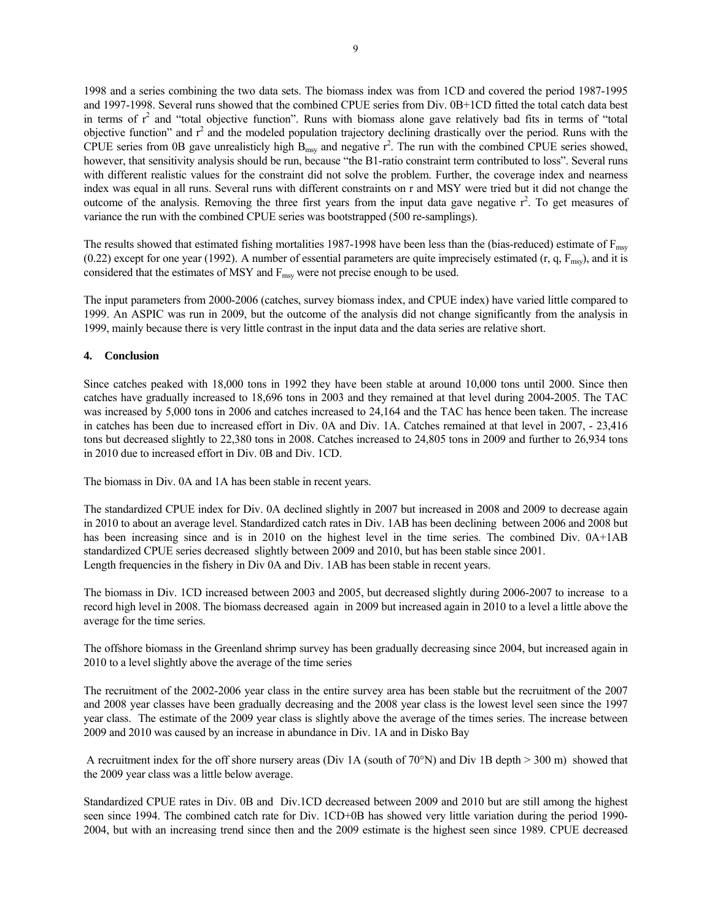1998 and a series combining the two data sets. The biomass index was from 1CD and covered the period 1987-1995 and 1997-1998. Several runs showed that the combined CPUE series from Div. 0B+1CD fitted the total catch data best in terms of $r^2$ and "total objective function". Runs with biomass alone gave relatively bad fits in terms of "total objective function" and $r^2$ and the modeled population trajectory declining drastically over the period. Runs with the CPUE series from 0B gave unrealisticly high $B_{msy}$ and negative $r^2$. The run with the combined CPUE series showed, however, that sensitivity analysis should be run, because "the B1-ratio constraint term contributed to loss". Several runs with different realistic values for the constraint did not solve the problem. Further, the coverage index and nearness index was equal in all runs. Several runs with different constraints on r and MSY were tried but it did not change the outcome of the analysis. Removing the three first years from the input data gave negative $r^2$. To get measures of variance the run with the combined CPUE series was bootstrapped (500 re-samplings).

The results showed that estimated fishing mortalities 1987-1998 have been less than the (bias-reduced) estimate of $F_{msy}$ (0.22) except for one year (1992). A number of essential parameters are quite imprecisely estimated (r, q, $F_{msy}$), and it is considered that the estimates of MSY and $F_{msy}$ were not precise enough to be used.

The input parameters from 2000-2006 (catches, survey biomass index, and CPUE index) have varied little compared to 1999. An ASPIC was run in 2009, but the outcome of the analysis did not change significantly from the analysis in 1999, mainly because there is very little contrast in the input data and the data series are relative short.

## 4. Conclusion

Since catches peaked with 18,000 tons in 1992 they have been stable at around 10,000 tons until 2000. Since then catches have gradually increased to 18,696 tons in 2003 and they remained at that level during 2004-2005. The TAC was increased by 5,000 tons in 2006 and catches increased to 24,164 and the TAC has hence been taken. The increase in catches has been due to increased effort in Div. 0A and Div. 1A. Catches remained at that level in 2007, - 23,416 tons but decreased slightly to 22,380 tons in 2008. Catches increased to 24,805 tons in 2009 and further to 26,934 tons in 2010 due to increased effort in Div. 0B and Div. 1CD.

The biomass in Div. 0A and 1A has been stable in recent years.

The standardized CPUE index for Div. 0A declined slightly in 2007 but increased in 2008 and 2009 to decrease again in 2010 to about an average level. Standardized catch rates in Div. 1AB has been declining between 2006 and 2008 but has been increasing since and is in 2010 on the highest level in the time series. The combined Div. 0A+1AB standardized CPUE series decreased slightly between 2009 and 2010, but has been stable since 2001.
Length frequencies in the fishery in Div 0A and Div. 1AB has been stable in recent years.

The biomass in Div. 1CD increased between 2003 and 2005, but decreased slightly during 2006-2007 to increase to a record high level in 2008. The biomass decreased again in 2009 but increased again in 2010 to a level a little above the average for the time series.

The offshore biomass in the Greenland shrimp survey has been gradually decreasing since 2004, but increased again in 2010 to a level slightly above the average of the time series

The recruitment of the 2002-2006 year class in the entire survey area has been stable but the recruitment of the 2007 and 2008 year classes have been gradually decreasing and the 2008 year class is the lowest level seen since the 1997 year class. The estimate of the 2009 year class is slightly above the average of the times series. The increase between 2009 and 2010 was caused by an increase in abundance in Div. 1A and in Disko Bay

A recruitment index for the off shore nursery areas (Div 1A (south of 70°N) and Div 1B depth > 300 m) showed that the 2009 year class was a little below average.

Standardized CPUE rates in Div. 0B and Div.1CD decreased between 2009 and 2010 but are still among the highest seen since 1994. The combined catch rate for Div. 1CD+0B has showed very little variation during the period 1990-2004, but with an increasing trend since then and the 2009 estimate is the highest seen since 1989. CPUE decreased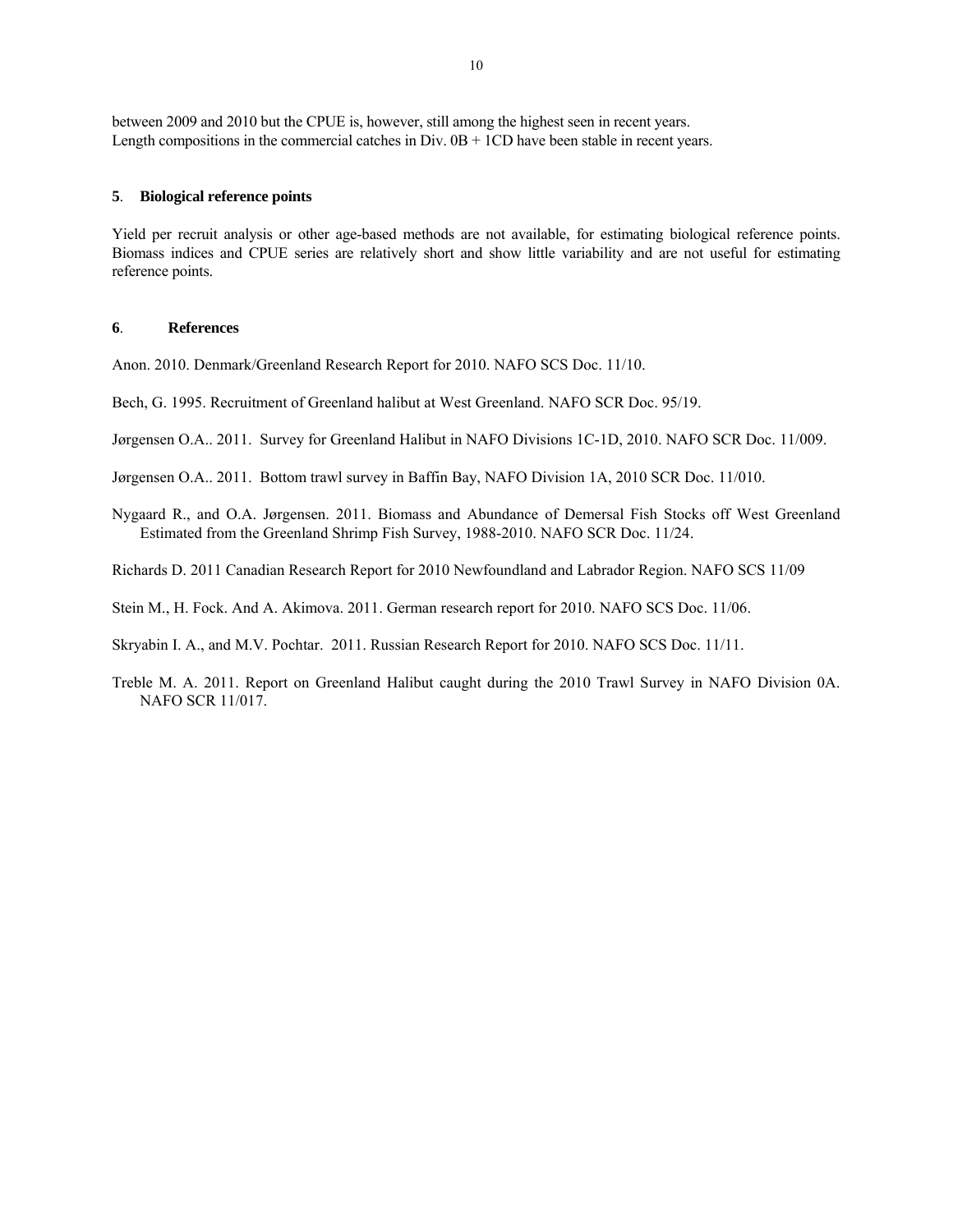between 2009 and 2010 but the CPUE is, however, still among the highest seen in recent years.
Length compositions in the commercial catches in Div. 0B + 1CD have been stable in recent years.

## 5. Biological reference points

Yield per recruit analysis or other age-based methods are not available, for estimating biological reference points. Biomass indices and CPUE series are relatively short and show little variability and are not useful for estimating reference points.

## 6. References

Anon. 2010. Denmark/Greenland Research Report for 2010. NAFO SCS Doc. 11/10.

Bech, G. 1995. Recruitment of Greenland halibut at West Greenland. NAFO SCR Doc. 95/19.

Jørgensen O.A.. 2011. Survey for Greenland Halibut in NAFO Divisions 1C-1D, 2010. NAFO SCR Doc. 11/009.

Jørgensen O.A.. 2011. Bottom trawl survey in Baffin Bay, NAFO Division 1A, 2010 SCR Doc. 11/010.

Nygaard R., and O.A. Jørgensen. 2011. Biomass and Abundance of Demersal Fish Stocks off West Greenland Estimated from the Greenland Shrimp Fish Survey, 1988-2010. NAFO SCR Doc. 11/24.

Richards D. 2011 Canadian Research Report for 2010 Newfoundland and Labrador Region. NAFO SCS 11/09

Stein M., H. Fock. And A. Akimova. 2011. German research report for 2010. NAFO SCS Doc. 11/06.

Skryabin I. A., and M.V. Pochtar. 2011. Russian Research Report for 2010. NAFO SCS Doc. 11/11.

Treble M. A. 2011. Report on Greenland Halibut caught during the 2010 Trawl Survey in NAFO Division 0A. NAFO SCR 11/017.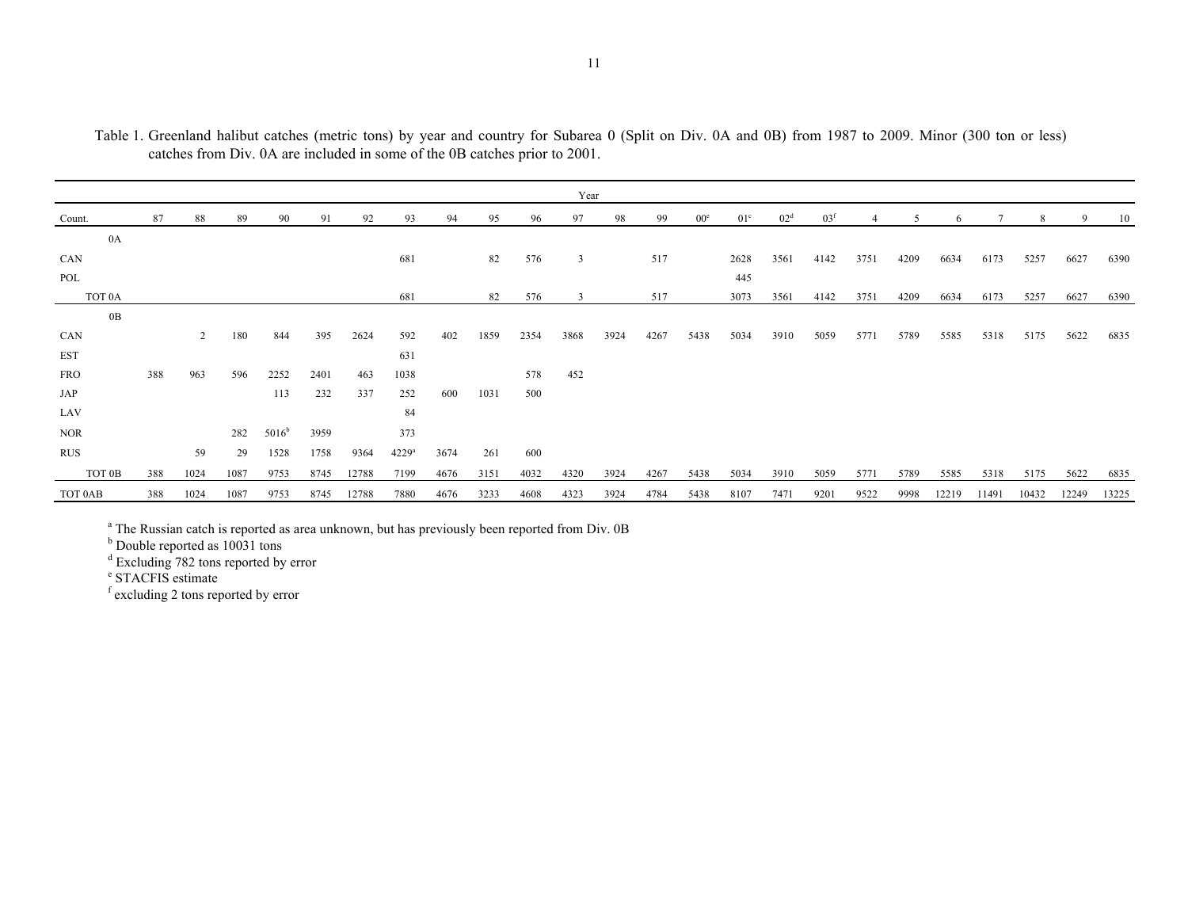Table 1. Greenland halibut catches (metric tons) by year and country for Subarea 0 (Split on Div. 0A and 0B) from 1987 to 2009. Minor (300 ton or less) catches from Div. 0A are included in some of the 0B catches prior to 2001.

| | Year | | | | | | | | | | | | | | | | | | | | | | | |
|---|---|---|---|---|---|---|---|---|---|---|---|---|---|---|---|---|---|---|---|---|---|---|---|---|
| Count. | 87 | 88 | 89 | 90 | 91 | 92 | 93 | 94 | 95 | 96 | 97 | 98 | 99 | 00[e] | 01[c] | 02[d] | 03[f] | 4 | 5 | 6 | 7 | 8 | 9 | 10 |
| 0A | | | | | | | | | | | | | | | | | | | | | | | | |
| CAN | | | | | | | 681 | | 82 | 576 | 3 | | 517 | | 2628 | 3561 | 4142 | 3751 | 4209 | 6634 | 6173 | 5257 | 6627 | 6390 |
| POL | | | | | | | | | | | | | | | 445 | | | | | | | | | |
| TOT 0A | | | | | | | 681 | | 82 | 576 | 3 | | 517 | | 3073 | 3561 | 4142 | 3751 | 4209 | 6634 | 6173 | 5257 | 6627 | 6390 |
| 0B | | | | | | | | | | | | | | | | | | | | | | | | |
| CAN | | 2 | 180 | 844 | 395 | 2624 | 592 | 402 | 1859 | 2354 | 3868 | 3924 | 4267 | 5438 | 5034 | 3910 | 5059 | 5771 | 5789 | 5585 | 5318 | 5175 | 5622 | 6835 |
| EST | | | | | | | 631 | | | | | | | | | | | | | | | | | |
| FRO | 388 | 963 | 596 | 2252 | 2401 | 463 | 1038 | | | 578 | 452 | | | | | | | | | | | | | |
| JAP | | | | 113 | 232 | 337 | 252 | 600 | 1031 | 500 | | | | | | | | | | | | | | |
| LAV | | | | | | | 84 | | | | | | | | | | | | | | | | | |
| NOR | | | 282 | 5016[b] | 3959 | | 373 | | | | | | | | | | | | | | | | | |
| RUS | | 59 | 29 | 1528 | 1758 | 9364 | 4229[a] | 3674 | 261 | 600 | | | | | | | | | | | | | | |
| TOT 0B | 388 | 1024 | 1087 | 9753 | 8745 | 12788 | 7199 | 4676 | 3151 | 4032 | 4320 | 3924 | 4267 | 5438 | 5034 | 3910 | 5059 | 5771 | 5789 | 5585 | 5318 | 5175 | 5622 | 6835 |
| TOT 0AB | 388 | 1024 | 1087 | 9753 | 8745 | 12788 | 7880 | 4676 | 3233 | 4608 | 4323 | 3924 | 4784 | 5438 | 8107 | 7471 | 9201 | 9522 | 9998 | 12219 | 11491 | 10432 | 12249 | 13225 |

[a] The Russian catch is reported as area unknown, but has previously been reported from Div. 0B  
[b] Double reported as 10031 tons  
[d] Excluding 782 tons reported by error  
[e] STACFIS estimate  
[f] excluding 2 tons reported by error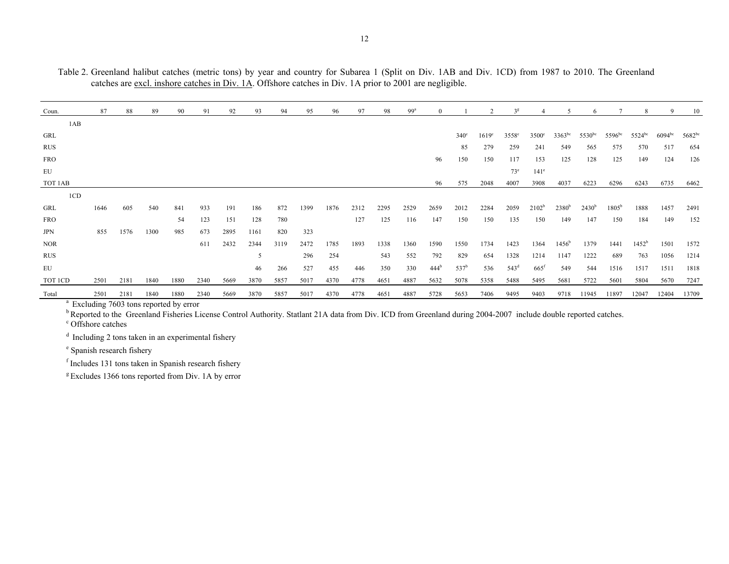Table 2. Greenland halibut catches (metric tons) by year and country for Subarea 1 (Split on Div. 1AB and Div. 1CD) from 1987 to 2010. The Greenland catches are excl. inshore catches in Div. 1A. Offshore catches in Div. 1A prior to 2001 are negligible.

| Coun. | 87 | 88 | 89 | 90 | 91 | 92 | 93 | 94 | 95 | 96 | 97 | 98 | 99[a] | 0 | 1 | 2 | 3[g] | 4 | 5 | 6 | 7 | 8 | 9 | 10 |
|---|---|---|---|---|---|---|---|---|---|---|---|---|---|---|---|---|---|---|---|---|---|---|---|---|
| 1AB | | | | | | | | | | | | | | | | | | | | | | | | |
| GRL | | | | | | | | | | | | | | | 340[c] | 1619[c] | 3558[c] | 3500[c] | 3363[bc] | 5530[bc] | 5596[bc] | 5524[bc] | 6094[bc] | 5682[bc] |
| RUS | | | | | | | | | | | | | | | 85 | 279 | 259 | 241 | 549 | 565 | 575 | 570 | 517 | 654 |
| FRO | | | | | | | | | | | | | | 96 | 150 | 150 | 117 | 153 | 125 | 128 | 125 | 149 | 124 | 126 |
| EU | | | | | | | | | | | | | | | | | 73[e] | 141[e] | | | | | | |
| TOT 1AB | | | | | | | | | | | | | | 96 | 575 | 2048 | 4007 | 3908 | 4037 | 6223 | 6296 | 6243 | 6735 | 6462 |
| 1CD | | | | | | | | | | | | | | | | | | | | | | | | |
| GRL | 1646 | 605 | 540 | 841 | 933 | 191 | 186 | 872 | 1399 | 1876 | 2312 | 2295 | 2529 | 2659 | 2012 | 2284 | 2059 | 2102[b] | 2380[b] | 2430[b] | 1805[b] | 1888 | 1457 | 2491 |
| FRO | | | | 54 | 123 | 151 | 128 | 780 | | | 127 | 125 | 116 | 147 | 150 | 150 | 135 | 150 | 149 | 147 | 150 | 184 | 149 | 152 |
| JPN | 855 | 1576 | 1300 | 985 | 673 | 2895 | 1161 | 820 | 323 | | | | | | | | | | | | | | | |
| NOR | | | | | 611 | 2432 | 2344 | 3119 | 2472 | 1785 | 1893 | 1338 | 1360 | 1590 | 1550 | 1734 | 1423 | 1364 | 1456[b] | 1379 | 1441 | 1452[b] | 1501 | 1572 |
| RUS | | | | | | | 5 | | 296 | 254 | | 543 | 552 | 792 | 829 | 654 | 1328 | 1214 | 1147 | 1222 | 689 | 763 | 1056 | 1214 |
| EU | | | | | | | 46 | 266 | 527 | 455 | 446 | 350 | 330 | 444[b] | 537[b] | 536 | 543[d] | 665[f] | 549 | 544 | 1516 | 1517 | 1511 | 1818 |
| TOT 1CD | 2501 | 2181 | 1840 | 1880 | 2340 | 5669 | 3870 | 5857 | 5017 | 4370 | 4778 | 4651 | 4887 | 5632 | 5078 | 5358 | 5488 | 5495 | 5681 | 5722 | 5601 | 5804 | 5670 | 7247 |
| Total | 2501 | 2181 | 1840 | 1880 | 2340 | 5669 | 3870 | 5857 | 5017 | 4370 | 4778 | 4651 | 4887 | 5728 | 5653 | 7406 | 9495 | 9403 | 9718 | 11945 | 11897 | 12047 | 12404 | 13709 |

[a] Excluding 7603 tons reported by error

[b] Reported to the Greenland Fisheries License Control Authority. Statlant 21A data from Div. ICD from Greenland during 2004-2007 include double reported catches.

[c] Offshore catches

[d] Including 2 tons taken in an experimental fishery

[e] Spanish research fishery

[f] Includes 131 tons taken in Spanish research fishery

[g] Excludes 1366 tons reported from Div. 1A by error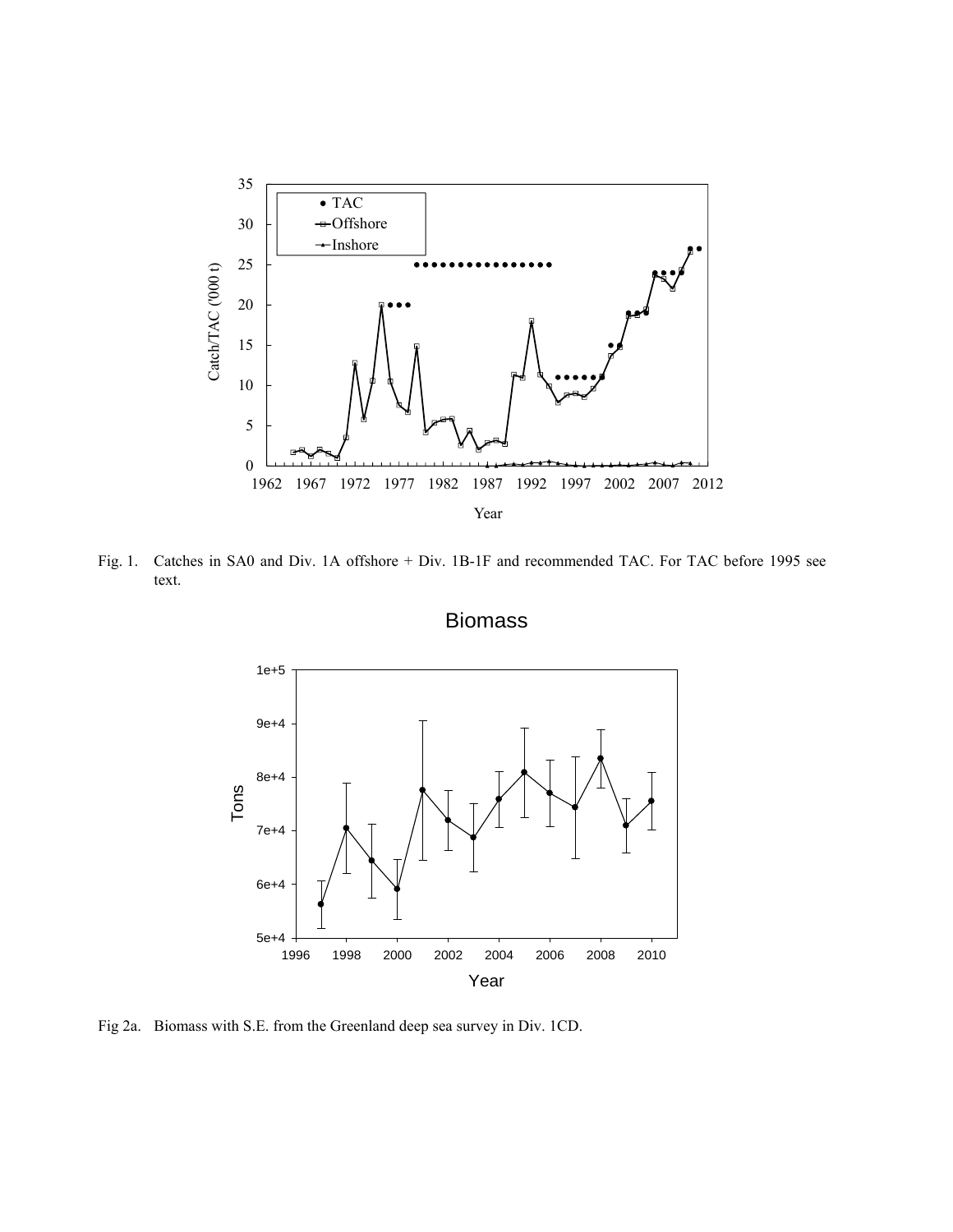Fig. 1. Catches in SA0 and Div. 1A offshore + Div. 1B-1F and recommended TAC. For TAC before 1995 see text.

Fig 2a. Biomass with S.E. from the Greenland deep sea survey in Div. 1CD.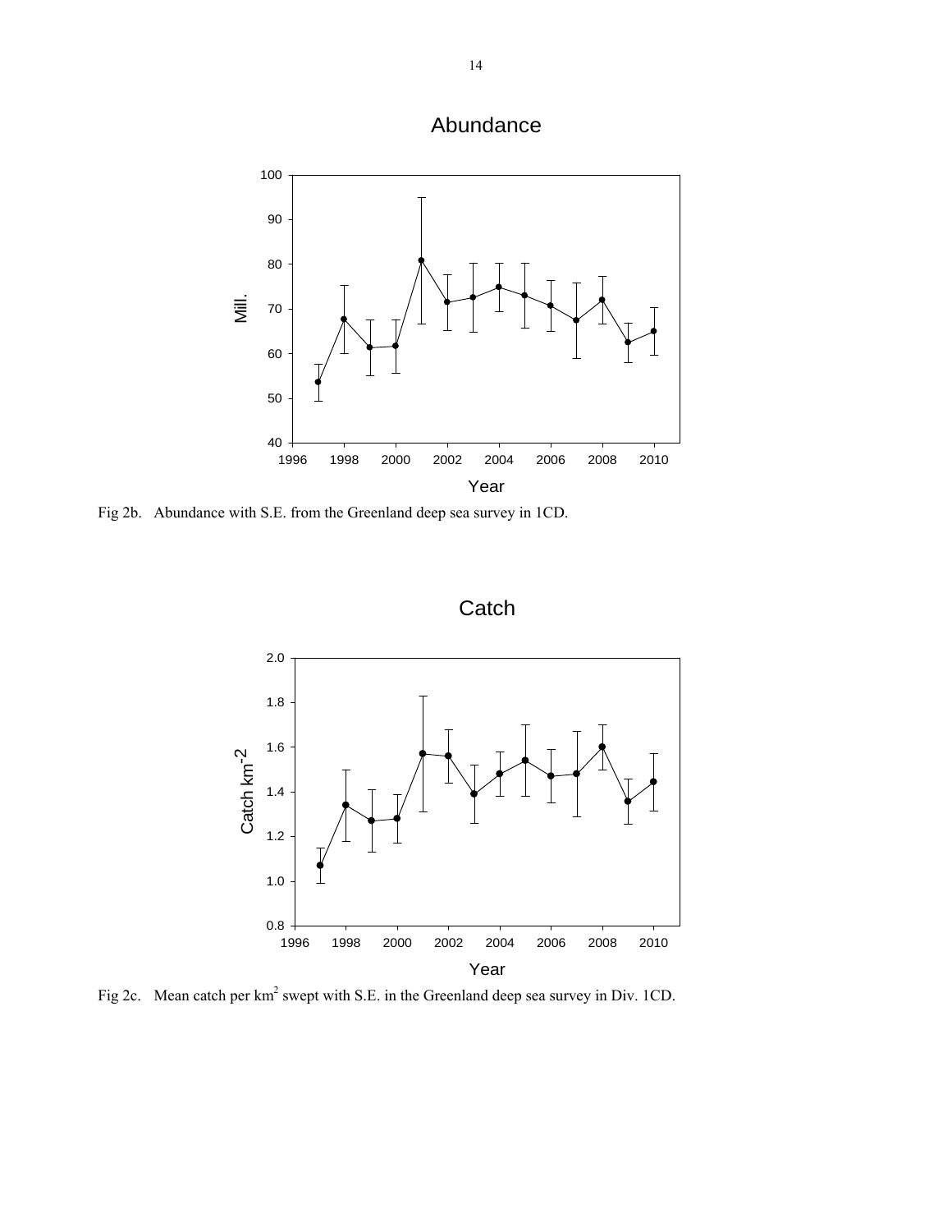Fig 2b. Abundance with S.E. from the Greenland deep sea survey in 1CD.

Fig 2c. Mean catch per km$^2$ swept with S.E. in the Greenland deep sea survey in Div. 1CD.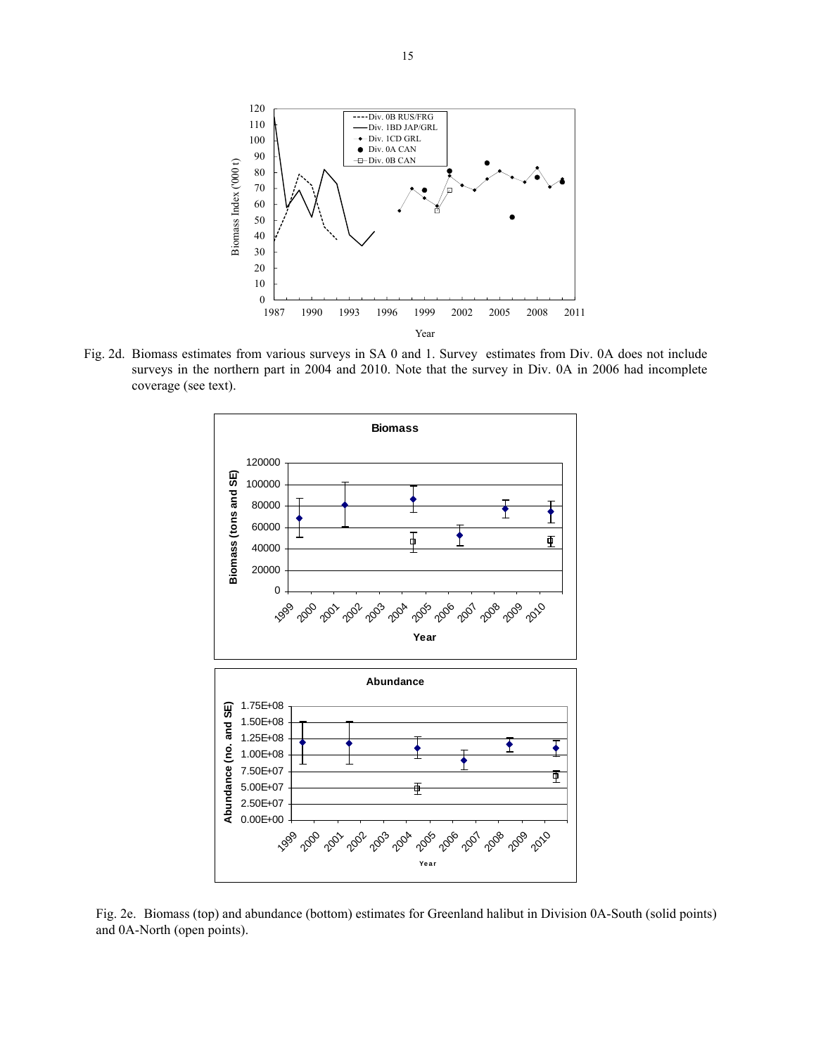Fig. 2d. Biomass estimates from various surveys in SA 0 and 1. Survey estimates from Div. 0A does not include surveys in the northern part in 2004 and 2010. Note that the survey in Div. 0A in 2006 had incomplete coverage (see text).

Fig. 2e. Biomass (top) and abundance (bottom) estimates for Greenland halibut in Division 0A-South (solid points) and 0A-North (open points).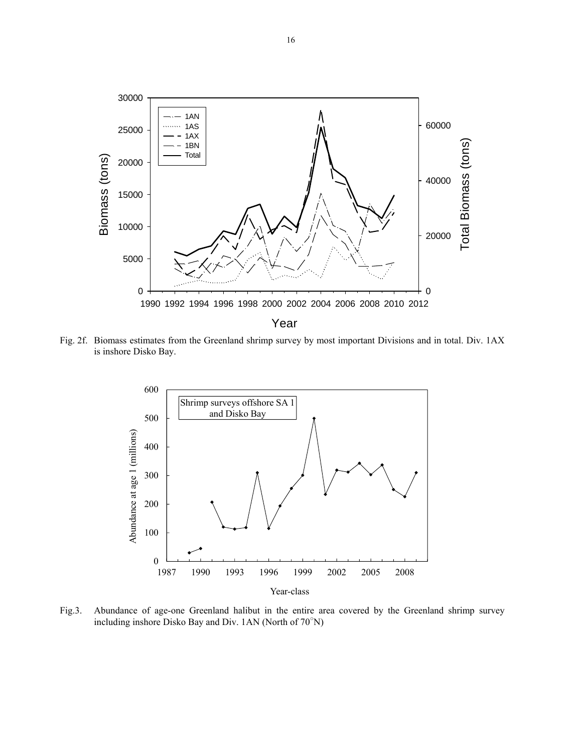Fig. 2f. Biomass estimates from the Greenland shrimp survey by most important Divisions and in total. Div. 1AX is inshore Disko Bay.

Fig.3. Abundance of age-one Greenland halibut in the entire area covered by the Greenland shrimp survey including inshore Disko Bay and Div. 1AN (North of 70°N)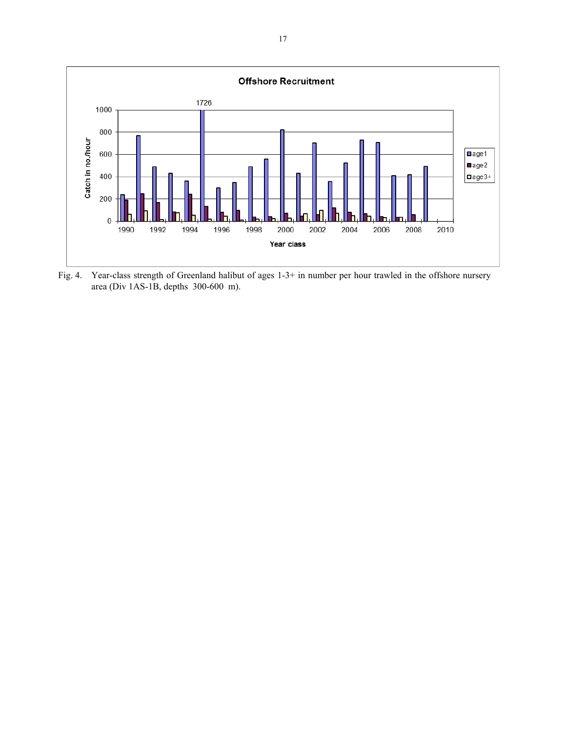Fig. 4. Year-class strength of Greenland halibut of ages 1-3+ in number per hour trawled in the offshore nursery area (Div 1AS-1B, depths 300-600 m).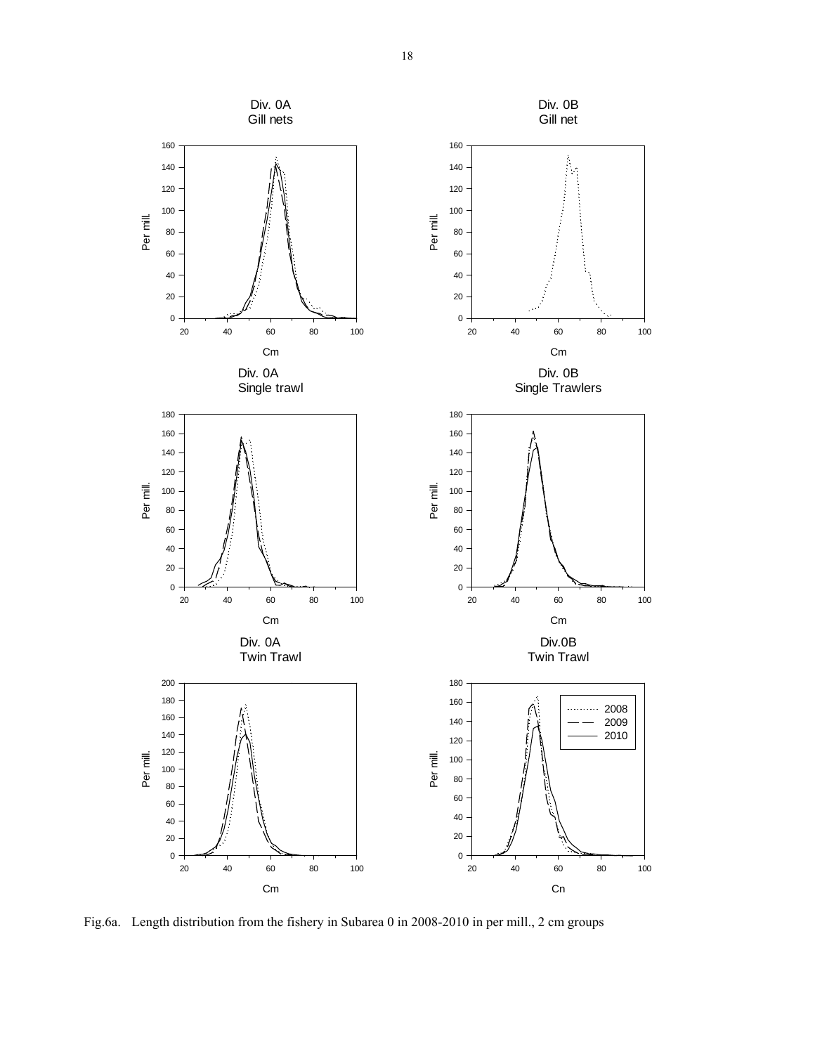Fig.6a. Length distribution from the fishery in Subarea 0 in 2008-2010 in per mill., 2 cm groups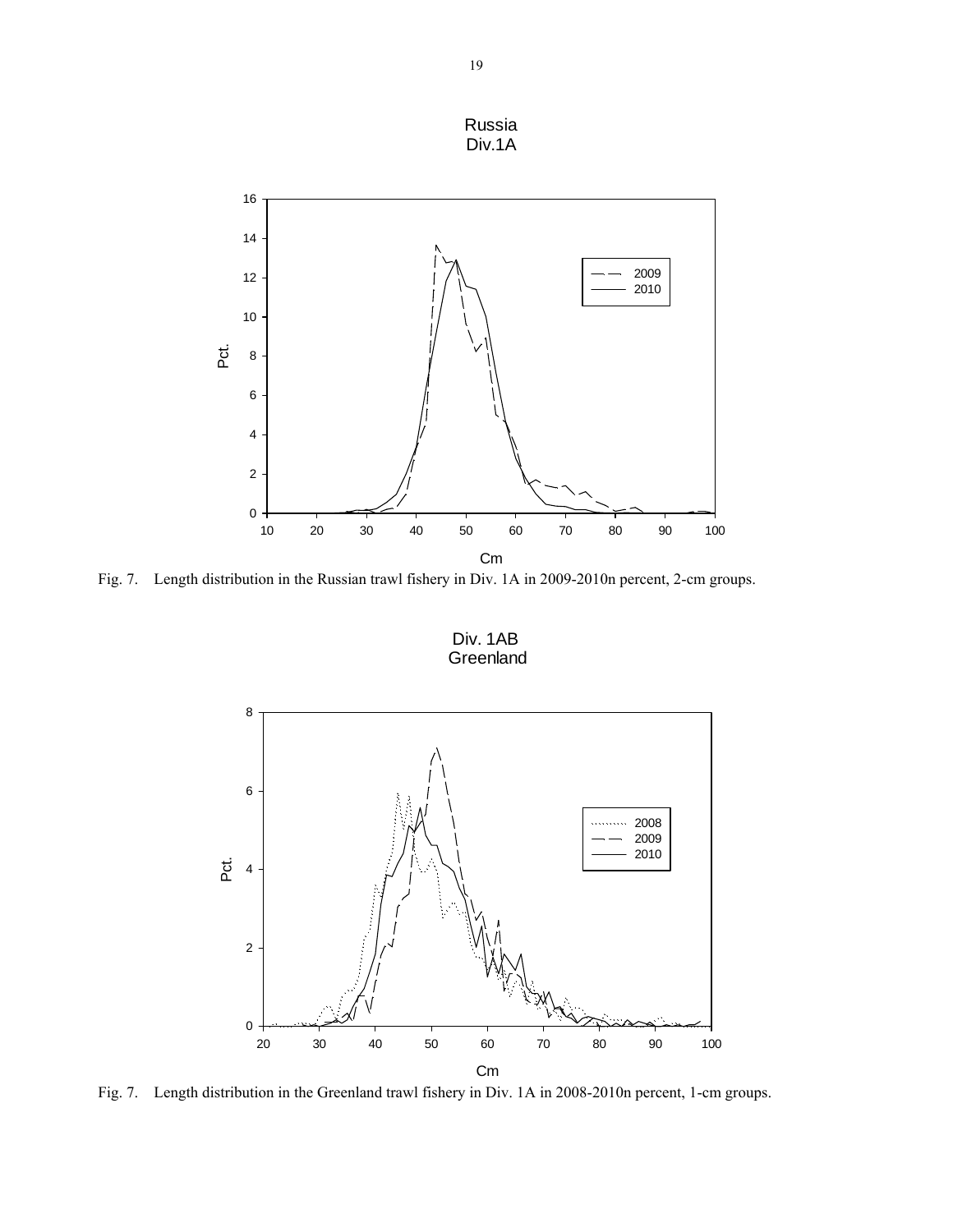Fig. 7. Length distribution in the Russian trawl fishery in Div. 1A in 2009-2010n percent, 2-cm groups.

Fig. 7. Length distribution in the Greenland trawl fishery in Div. 1A in 2008-2010n percent, 1-cm groups.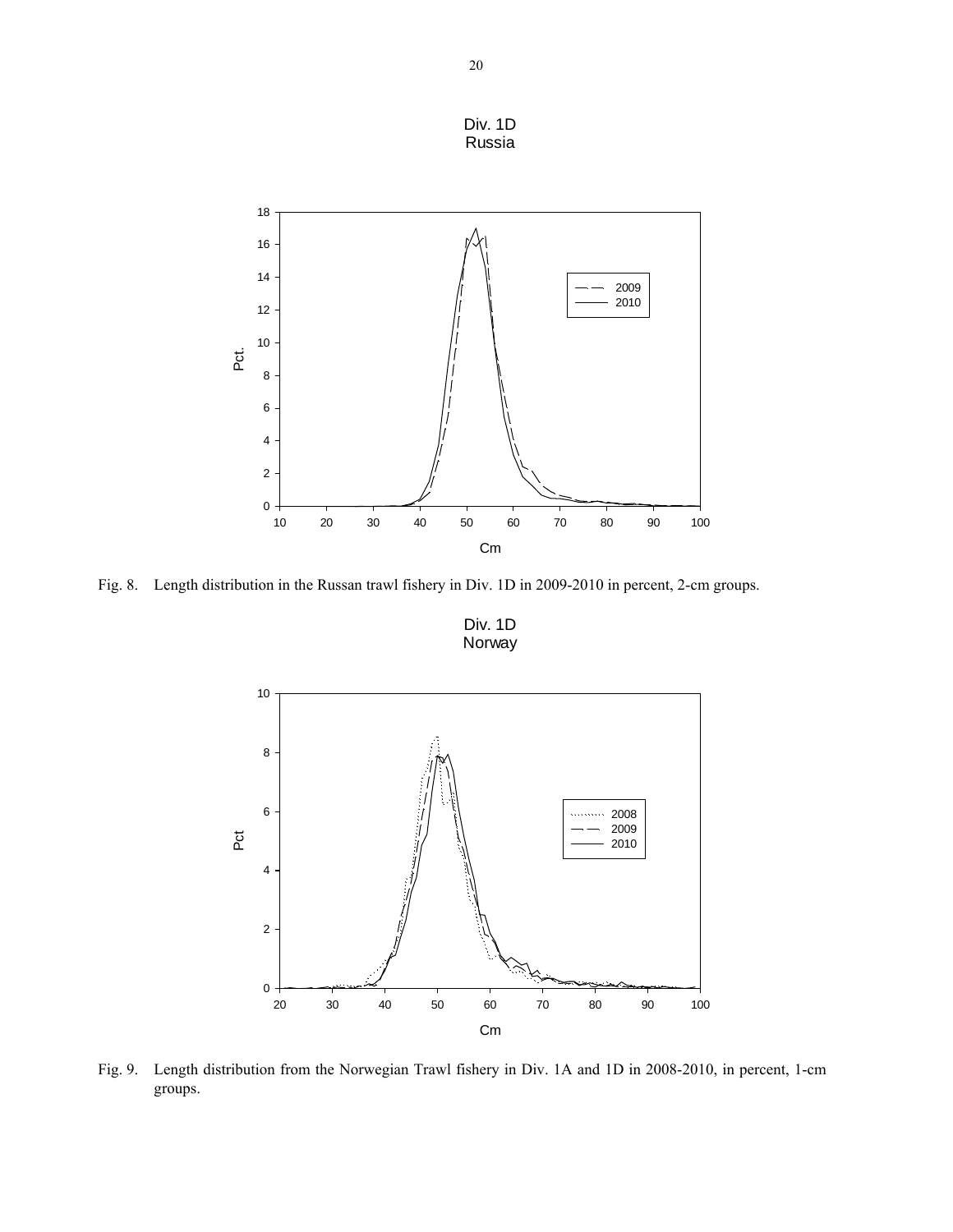Fig. 8. Length distribution in the Russan trawl fishery in Div. 1D in 2009-2010 in percent, 2-cm groups.

Fig. 9. Length distribution from the Norwegian Trawl fishery in Div. 1A and 1D in 2008-2010, in percent, 1-cm groups.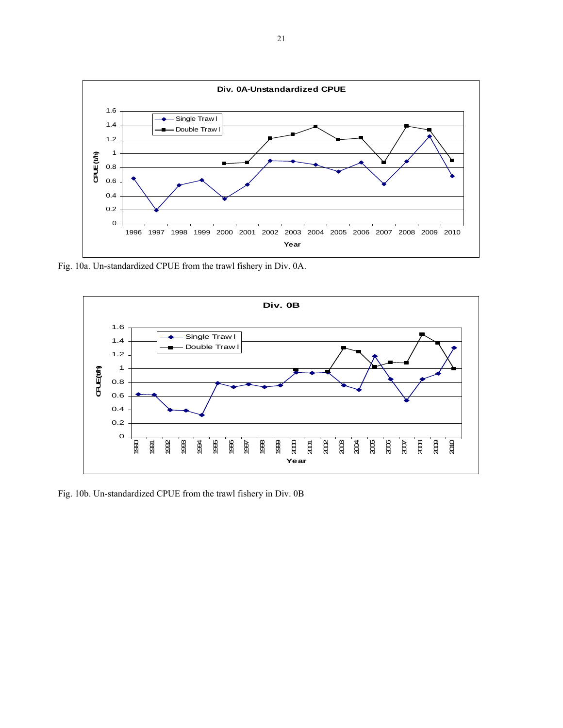Fig. 10a. Un-standardized CPUE from the trawl fishery in Div. 0A.

Fig. 10b. Un-standardized CPUE from the trawl fishery in Div. 0B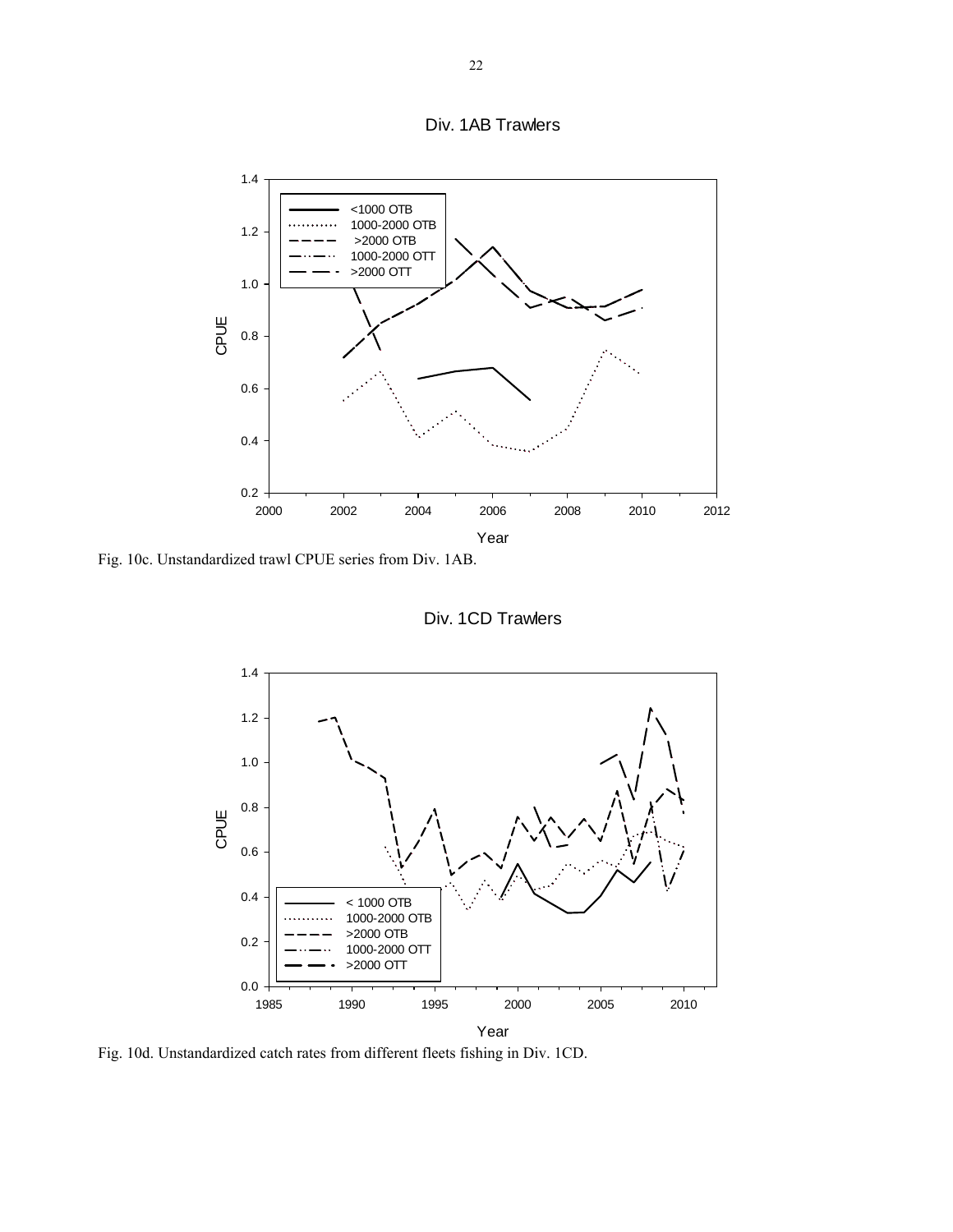Fig. 10c. Unstandardized trawl CPUE series from Div. 1AB.

Fig. 10d. Unstandardized catch rates from different fleets fishing in Div. 1CD.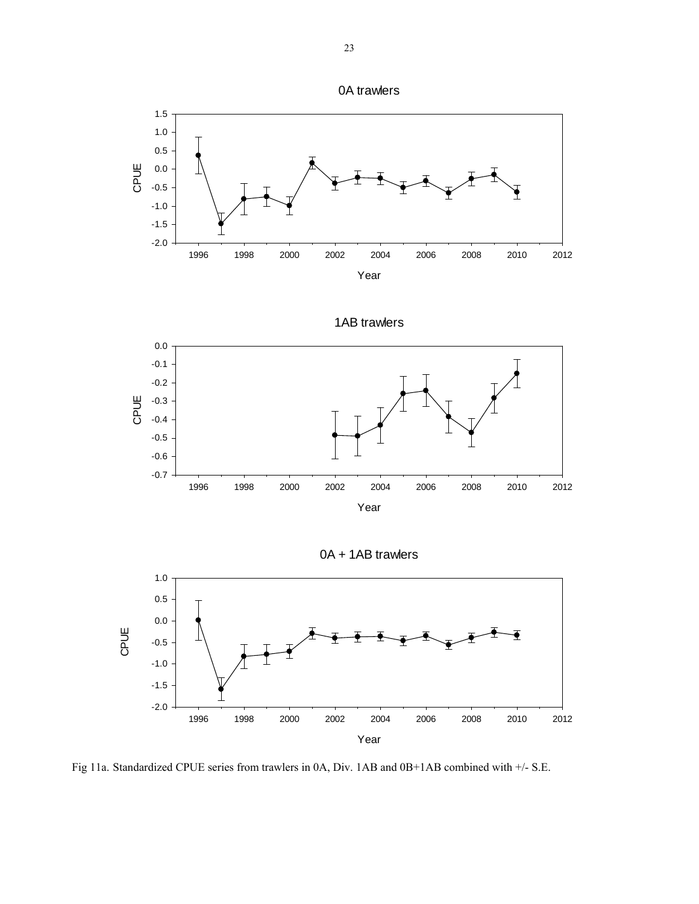0A trawlers

1AB trawlers

0A + 1AB trawlers

Fig 11a. Standardized CPUE series from trawlers in 0A, Div. 1AB and 0B+1AB combined with +/- S.E.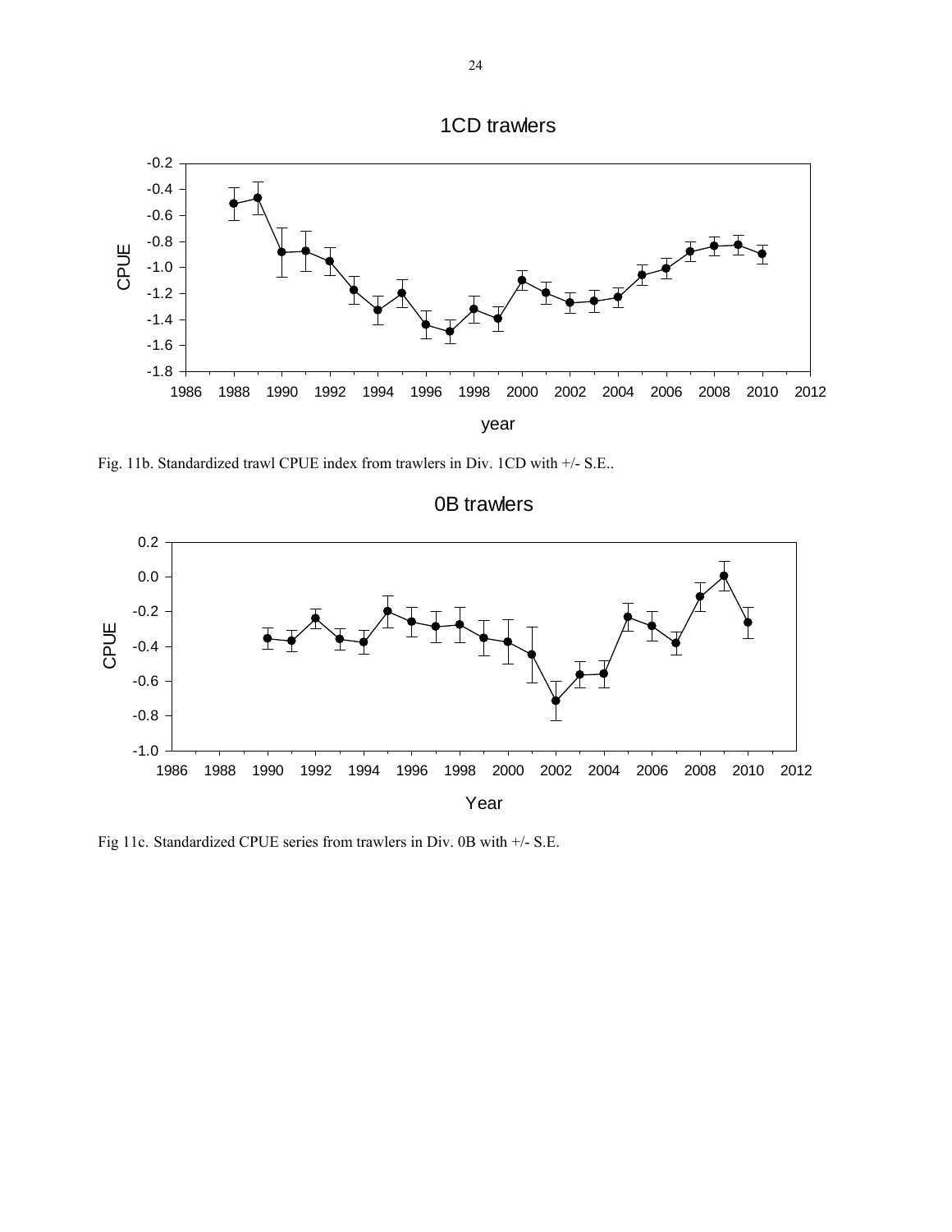Fig. 11b. Standardized trawl CPUE index from trawlers in Div. 1CD with +/- S.E..

Fig 11c. Standardized CPUE series from trawlers in Div. 0B with +/- S.E.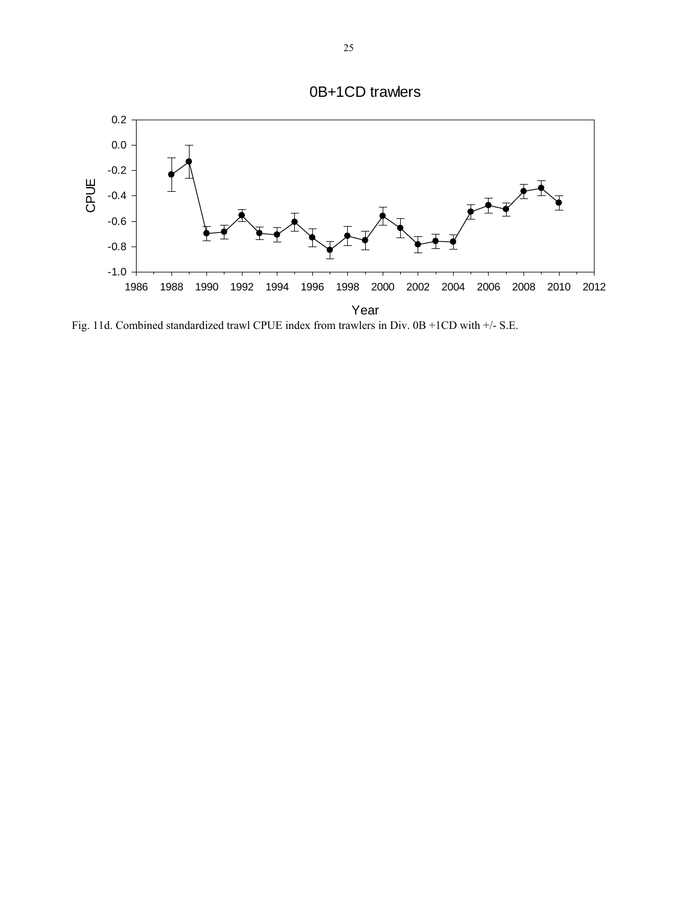Fig. 11d. Combined standardized trawl CPUE index from trawlers in Div. 0B +1CD with +/- S.E.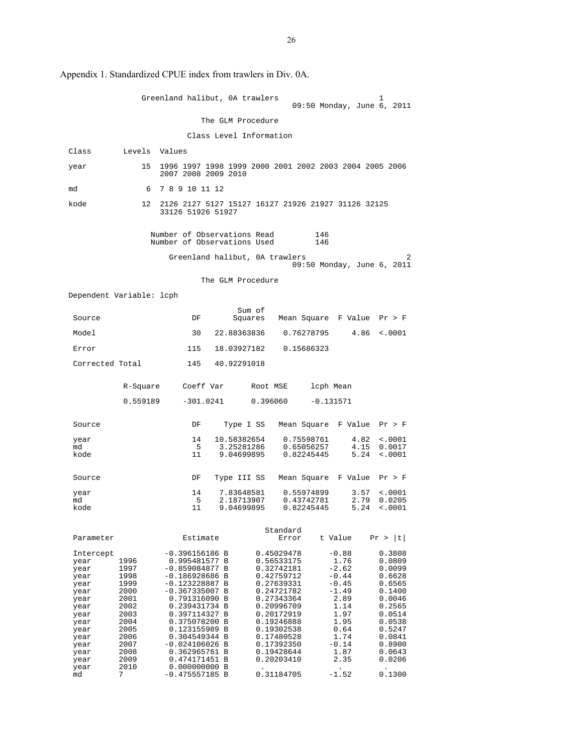Appendix 1. Standardized CPUE index from trawlers in Div. 0A.

```
                Greenland halibut, 0A trawlers                          1
                                          09:50 Monday, June 6, 2011

                            The GLM Procedure

                         Class Level Information

 Class       Levels  Values

 year            15  1996 1997 1998 1999 2000 2001 2002 2003 2004 2005 2006
                     2007 2008 2009 2010

 md               6  7 8 9 10 11 12

 kode            12  2126 2127 5127 15127 16127 21926 21927 31126 32125
                     33126 51926 51927


                   Number of Observations Read         146
                   Number of Observations Used         146

                      Greenland halibut, 0A trawlers                          2
                                          09:50 Monday, June 6, 2011

                            The GLM Procedure

 Dependent Variable: lcph

                                        Sum of
  Source                      DF       Squares   Mean Square  F Value  Pr > F

  Model                       30   22.88363836    0.76278795     4.86  <.0001

  Error                      115   18.03927182    0.15686323

  Corrected Total            145   40.92291018


           R-Square     Coeff Var      Root MSE     lcph Mean

           0.559189     -301.0241      0.396060     -0.131571


  Source                      DF     Type I SS   Mean Square  F Value  Pr > F

  year                        14   10.58382654    0.75598761     4.82  <.0001
  md                           5    3.25281286    0.65056257     4.15  0.0017
  kode                        11    9.04699895    0.82245445     5.24  <.0001


  Source                      DF   Type III SS   Mean Square  F Value  Pr > F

  year                        14    7.83648581    0.55974899     3.57  <.0001
  md                           5    2.18713907    0.43742781     2.79  0.0205
  kode                        11    9.04699895    0.82245445     5.24  <.0001


                                                 Standard
  Parameter              Estimate                   Error    t Value    Pr > |t|

  Intercept          -0.396156186 B        0.45029478      -0.88       0.3808
  year      1996      0.995481577 B        0.56533175       1.76       0.0809
  year      1997     -0.859084877 B        0.32742181      -2.62       0.0099
  year      1998     -0.186928686 B        0.42759712      -0.44       0.6628
  year      1999     -0.123228887 B        0.27639331      -0.45       0.6565
  year      2000     -0.367335007 B        0.24721782      -1.49       0.1400
  year      2001      0.791316090 B        0.27343364       2.89       0.0046
  year      2002      0.239431734 B        0.20996709       1.14       0.2565
  year      2003      0.397114327 B        0.20172919       1.97       0.0514
  year      2004      0.375078200 B        0.19246888       1.95       0.0538
  year      2005      0.123155989 B        0.19302538       0.64       0.5247
  year      2006      0.304549344 B        0.17480528       1.74       0.0841
  year      2007     -0.024106026 B        0.17392350      -0.14       0.8900
  year      2008      0.362965761 B        0.19428644       1.87       0.0643
  year      2009      0.474171451 B        0.20203410       2.35       0.0206
  year      2010      0.000000000 B         .                .          .
  md        7        -0.475557185 B        0.31184705      -1.52       0.1300
```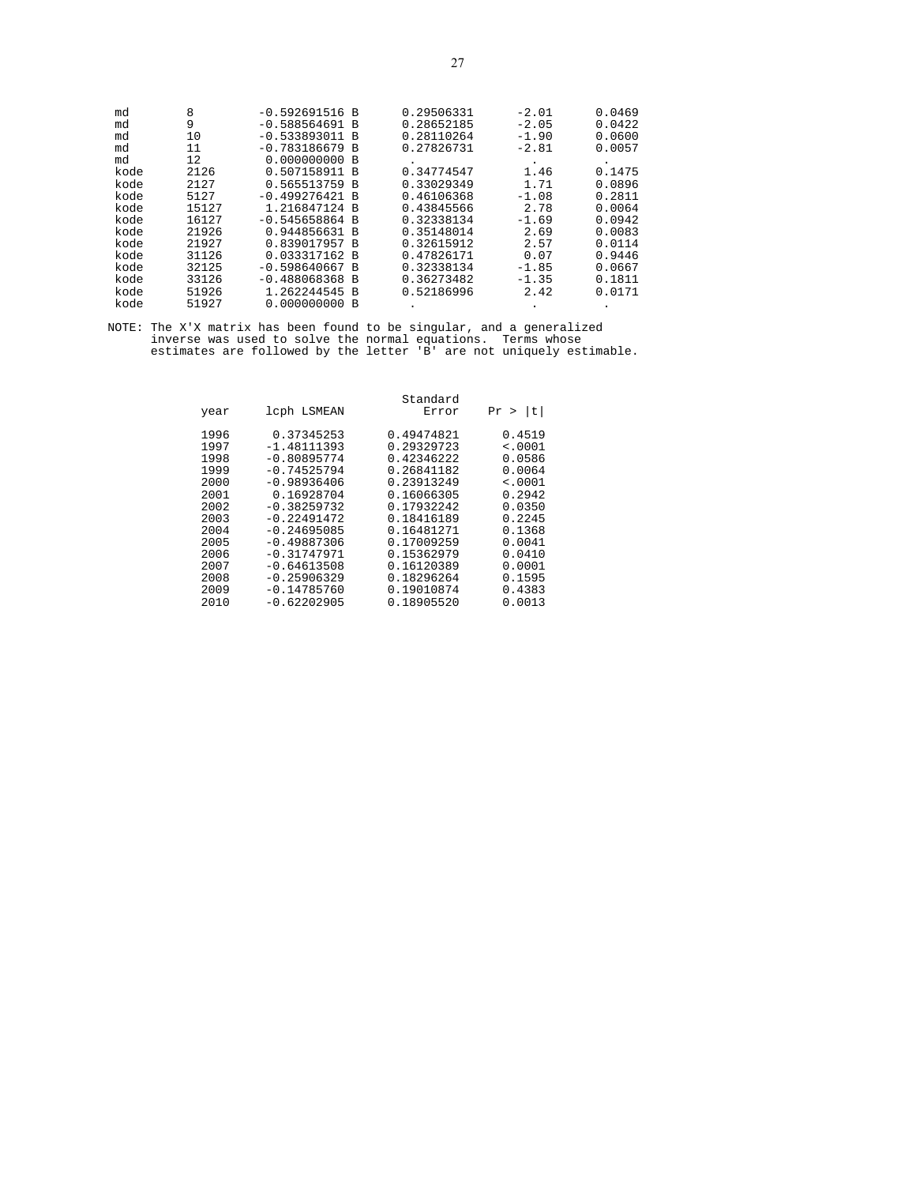| Parameter | Level | Estimate | | Standard Error | t Value | Pr > \|t\| |
|---|---|---|---|---|---|---|
| md | 8 | -0.592691516 | B | 0.29506331 | -2.01 | 0.0469 |
| md | 9 | -0.588564691 | B | 0.28652185 | -2.05 | 0.0422 |
| md | 10 | -0.533893011 | B | 0.28110264 | -1.90 | 0.0600 |
| md | 11 | -0.783186679 | B | 0.27826731 | -2.81 | 0.0057 |
| md | 12 | 0.000000000 | B | . | . | . |
| kode | 2126 | 0.507158911 | B | 0.34774547 | 1.46 | 0.1475 |
| kode | 2127 | 0.565513759 | B | 0.33029349 | 1.71 | 0.0896 |
| kode | 5127 | -0.499276421 | B | 0.46106368 | -1.08 | 0.2811 |
| kode | 15127 | 1.216847124 | B | 0.43845566 | 2.78 | 0.0064 |
| kode | 16127 | -0.545658864 | B | 0.32338134 | -1.69 | 0.0942 |
| kode | 21926 | 0.944856631 | B | 0.35148014 | 2.69 | 0.0083 |
| kode | 21927 | 0.839017957 | B | 0.32615912 | 2.57 | 0.0114 |
| kode | 31126 | 0.033317162 | B | 0.47826171 | 0.07 | 0.9446 |
| kode | 32125 | -0.598640667 | B | 0.32338134 | -1.85 | 0.0667 |
| kode | 33126 | -0.488068368 | B | 0.36273482 | -1.35 | 0.1811 |
| kode | 51926 | 1.262244545 | B | 0.52186996 | 2.42 | 0.0171 |
| kode | 51927 | 0.000000000 | B | . | . | . |

NOTE: The X'X matrix has been found to be singular, and a generalized inverse was used to solve the normal equations. Terms whose estimates are followed by the letter 'B' are not uniquely estimable.

| year | lcph LSMEAN | Standard Error | Pr > \|t\| |
|---|---|---|---|
| 1996 | 0.37345253 | 0.49474821 | 0.4519 |
| 1997 | -1.48111393 | 0.29329723 | <.0001 |
| 1998 | -0.80895774 | 0.42346222 | 0.0586 |
| 1999 | -0.74525794 | 0.26841182 | 0.0064 |
| 2000 | -0.98936406 | 0.23913249 | <.0001 |
| 2001 | 0.16928704 | 0.16066305 | 0.2942 |
| 2002 | -0.38259732 | 0.17932242 | 0.0350 |
| 2003 | -0.22491472 | 0.18416189 | 0.2245 |
| 2004 | -0.24695085 | 0.16481271 | 0.1368 |
| 2005 | -0.49887306 | 0.17009259 | 0.0041 |
| 2006 | -0.31747971 | 0.15362979 | 0.0410 |
| 2007 | -0.64613508 | 0.16120389 | 0.0001 |
| 2008 | -0.25906329 | 0.18296264 | 0.1595 |
| 2009 | -0.14785760 | 0.19010874 | 0.4383 |
| 2010 | -0.62202905 | 0.18905520 | 0.0013 |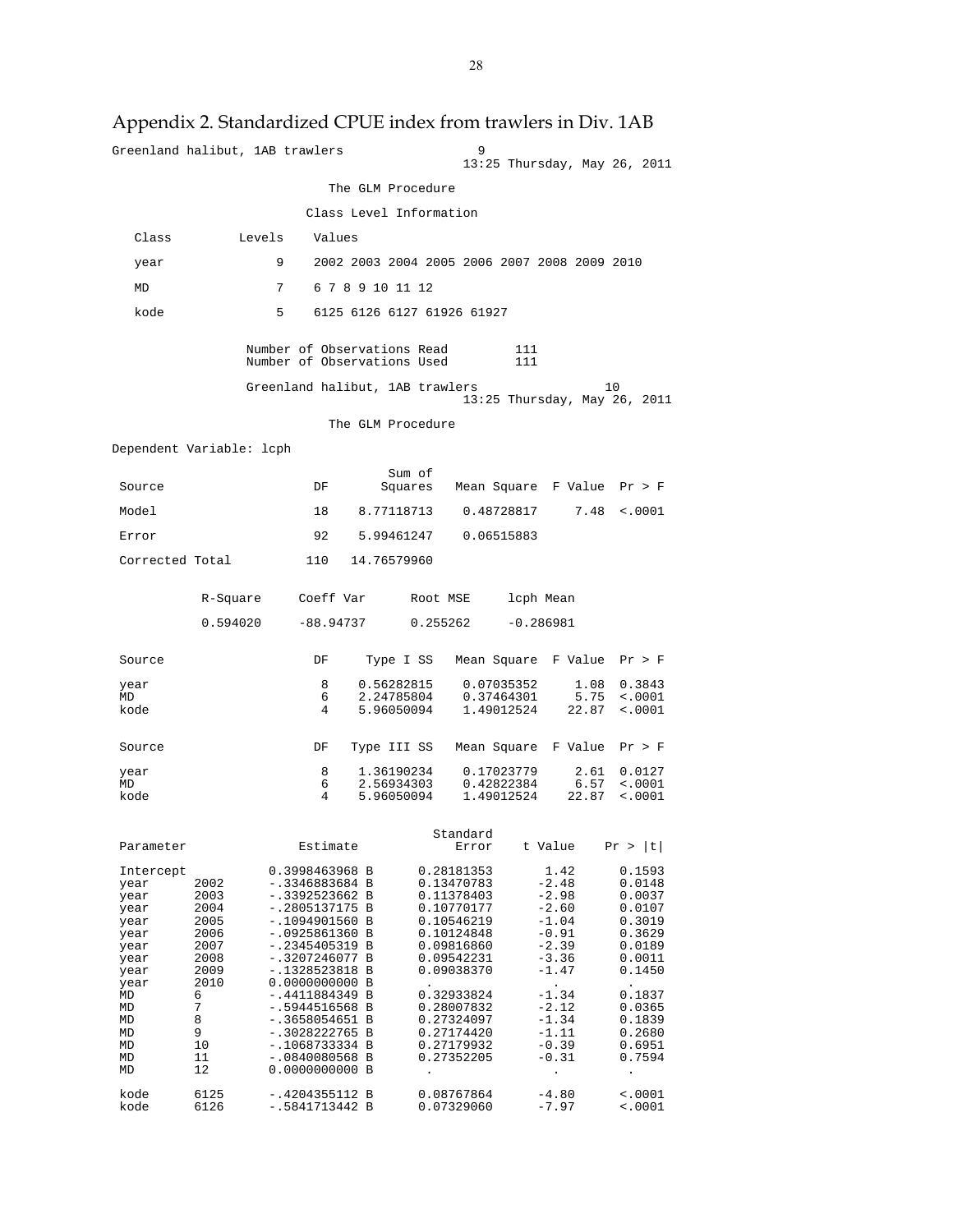## Appendix 2. Standardized CPUE index from trawlers in Div. 1AB

```
Greenland halibut, 1AB trawlers                    9
                                        13:25 Thursday, May 26, 2011

                         The GLM Procedure

                      Class Level Information

   Class         Levels    Values

   year               9    2002 2003 2004 2005 2006 2007 2008 2009 2010

   MD                 7    6 7 8 9 10 11 12

   kode               5    6125 6126 6127 61926 61927


                Number of Observations Read         111
                Number of Observations Used         111

                Greenland halibut, 1AB trawlers                 10
                                        13:25 Thursday, May 26, 2011

                         The GLM Procedure

Dependent Variable: lcph

                                        Sum of
 Source                     DF         Squares    Mean Square  F Value  Pr > F

 Model                      18      8.77118713     0.48728817     7.48  <.0001

 Error                      92      5.99461247     0.06515883

 Corrected Total           110     14.76579960


           R-Square     Coeff Var      Root MSE     lcph Mean

           0.594020     -88.94737      0.255262     -0.286981


 Source                     DF       Type I SS    Mean Square  F Value  Pr > F

 year                        8      0.56282815     0.07035352     1.08  0.3843
 MD                          6      2.24785804     0.37464301     5.75  <.0001
 kode                        4      5.96050094     1.49012524    22.87  <.0001


 Source                     DF     Type III SS    Mean Square  F Value  Pr > F

 year                        8      1.36190234     0.17023779     2.61  0.0127
 MD                          6      2.56934303     0.42822384     6.57  <.0001
 kode                        4      5.96050094     1.49012524    22.87  <.0001


                                                 Standard
 Parameter                 Estimate                 Error    t Value    Pr > |t|

 Intercept          0.3998463968 B      0.28181353       1.42      0.1593
 year      2002     -.3346883684 B      0.13470783      -2.48      0.0148
 year      2003     -.3392523662 B      0.11378403      -2.98      0.0037
 year      2004     -.2805137175 B      0.10770177      -2.60      0.0107
 year      2005     -.1094901560 B      0.10546219      -1.04      0.3019
 year      2006     -.0925861360 B      0.10124848      -0.91      0.3629
 year      2007     -.2345405319 B      0.09816860      -2.39      0.0189
 year      2008     -.3207246077 B      0.09542231      -3.36      0.0011
 year      2009     -.1328523818 B      0.09038370      -1.47      0.1450
 year      2010     0.0000000000 B       .                .           .
 MD        6        -.4411884349 B      0.32933824      -1.34      0.1837
 MD        7        -.5944516568 B      0.28007832      -2.12      0.0365
 MD        8        -.3658054651 B      0.27324097      -1.34      0.1839
 MD        9        -.3028222765 B      0.27174420      -1.11      0.2680
 MD        10       -.1068733334 B      0.27179932      -0.39      0.6951
 MD        11       -.0840080568 B      0.27352205      -0.31      0.7594
 MD        12       0.0000000000 B       .                .           .

 kode      6125     -.4204355112 B      0.08767864      -4.80      <.0001
 kode      6126     -.5841713442 B      0.07329060      -7.97      <.0001
```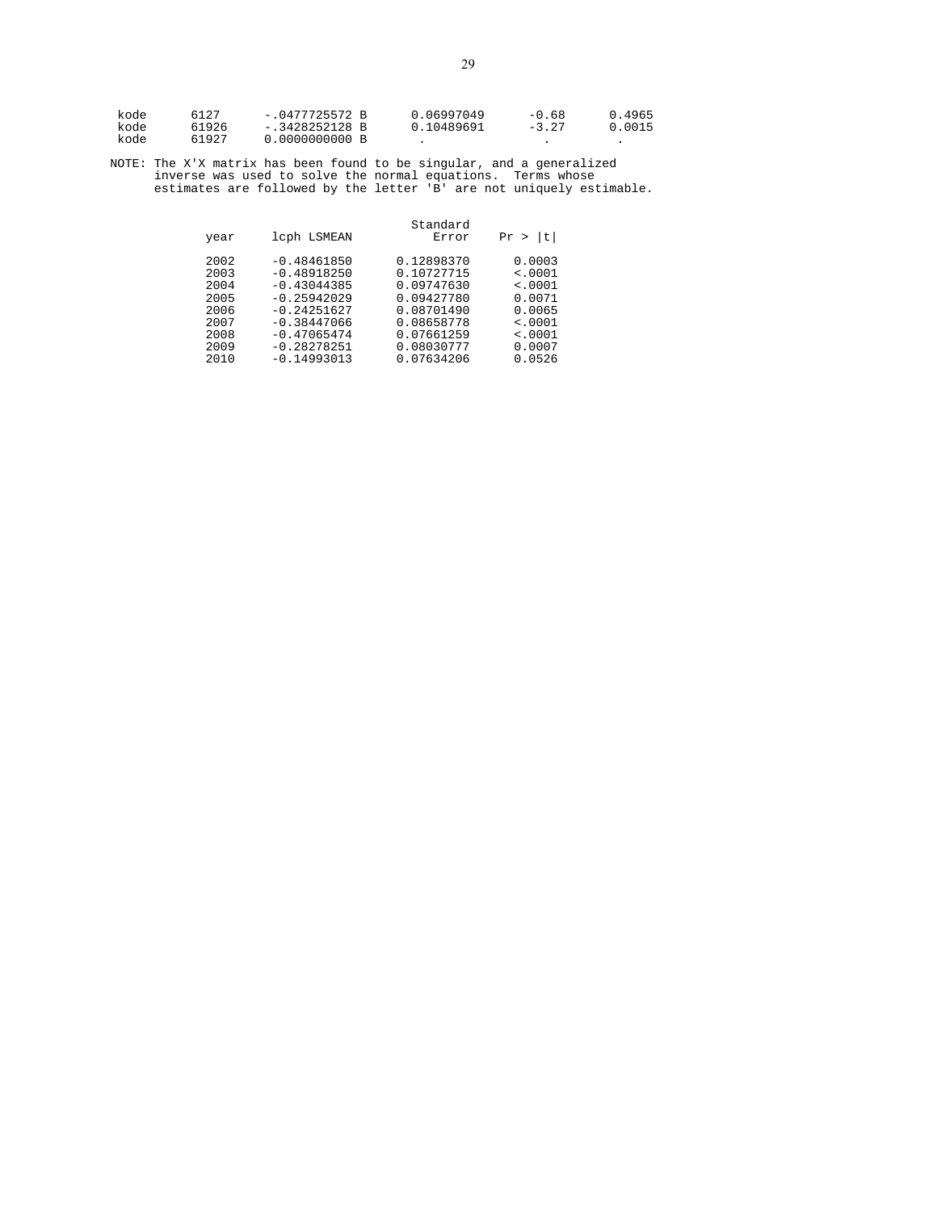| | | | | | |
|---|---|---|---|---|---|
| kode | 6127 | -.0477725572 B | 0.06997049 | -0.68 | 0.4965 |
| kode | 61926 | -.3428252128 B | 0.10489691 | -3.27 | 0.0015 |
| kode | 61927 | 0.0000000000 B | . | . | . |

NOTE: The X'X matrix has been found to be singular, and a generalized inverse was used to solve the normal equations. Terms whose estimates are followed by the letter 'B' are not uniquely estimable.

| year | lcph LSMEAN | Standard Error | Pr > \|t\| |
|---|---|---|---|
| 2002 | -0.48461850 | 0.12898370 | 0.0003 |
| 2003 | -0.48918250 | 0.10727715 | <.0001 |
| 2004 | -0.43044385 | 0.09747630 | <.0001 |
| 2005 | -0.25942029 | 0.09427780 | 0.0071 |
| 2006 | -0.24251627 | 0.08701490 | 0.0065 |
| 2007 | -0.38447066 | 0.08658778 | <.0001 |
| 2008 | -0.47065474 | 0.07661259 | <.0001 |
| 2009 | -0.28278251 | 0.08030777 | 0.0007 |
| 2010 | -0.14993013 | 0.07634206 | 0.0526 |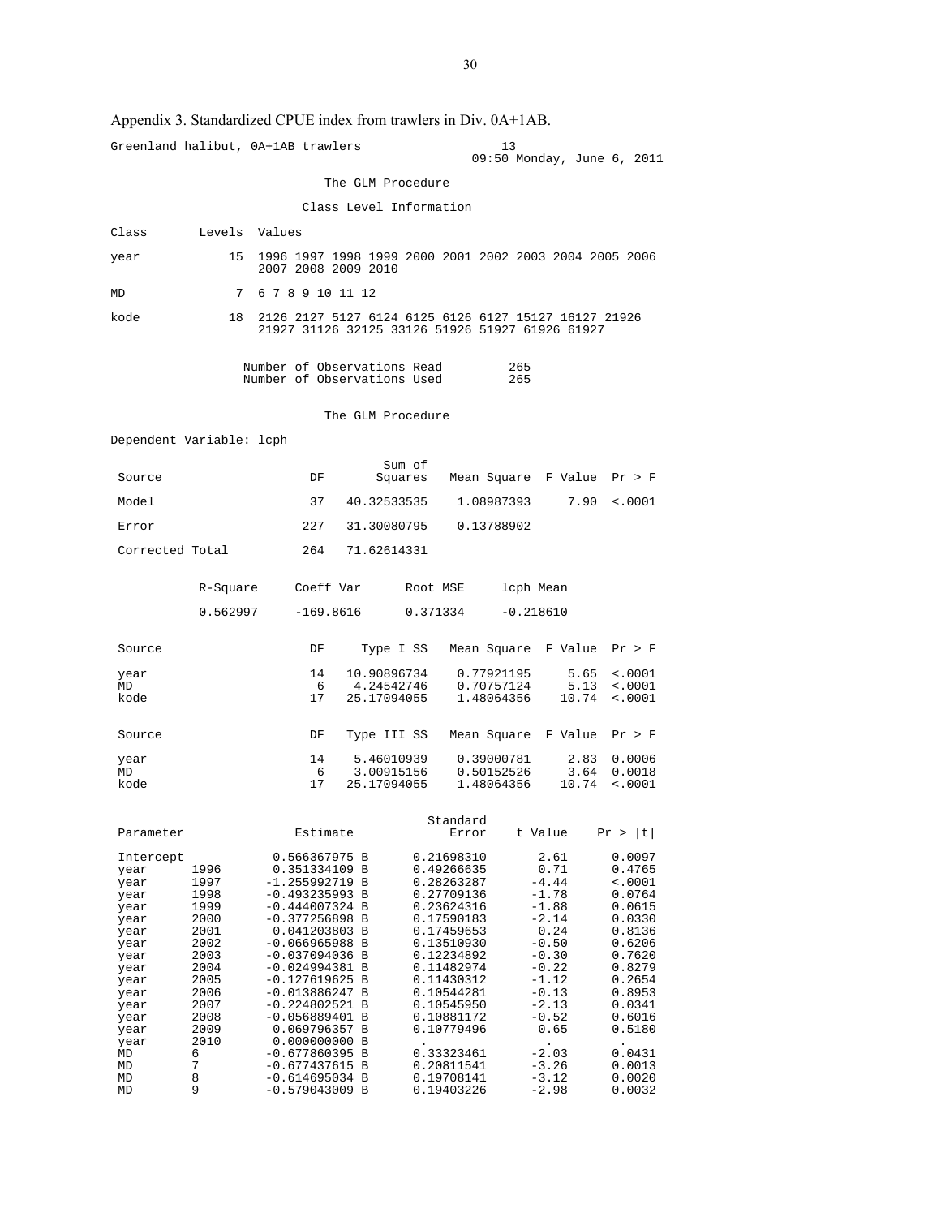Appendix 3. Standardized CPUE index from trawlers in Div. 0A+1AB.

```
Greenland halibut, 0A+1AB trawlers                 13
                                          09:50 Monday, June 6, 2011

                           The GLM Procedure

                        Class Level Information

Class       Levels  Values

year            15  1996 1997 1998 1999 2000 2001 2002 2003 2004 2005 2006
                    2007 2008 2009 2010

MD               7  6 7 8 9 10 11 12

kode            18  2126 2127 5127 6124 6125 6126 6127 15127 16127 21926
                    21927 31126 32125 33126 51926 51927 61926 61927


                  Number of Observations Read         265
                  Number of Observations Used         265


                           The GLM Procedure

Dependent Variable: lcph

                                      Sum of
 Source                      DF      Squares   Mean Square  F Value  Pr > F

 Model                       37  40.32533535    1.08987393     7.90  <.0001

 Error                      227  31.30080795    0.13788902

 Corrected Total            264  71.62614331


            R-Square     Coeff Var      Root MSE     lcph Mean

            0.562997     -169.8616      0.371334     -0.218610


 Source                      DF    Type I SS   Mean Square  F Value  Pr > F

 year                        14  10.90896734    0.77921195     5.65  <.0001
 MD                           6   4.24542746    0.70757124     5.13  <.0001
 kode                        17  25.17094055    1.48064356    10.74  <.0001


 Source                      DF  Type III SS   Mean Square  F Value  Pr > F

 year                        14   5.46010939    0.39000781     2.83  0.0006
 MD                           6   3.00915156    0.50152526     3.64  0.0018
 kode                        17  25.17094055    1.48064356    10.74  <.0001


                                            Standard
 Parameter              Estimate               Error    t Value    Pr > |t|

 Intercept           0.566367975 B      0.21698310       2.61      0.0097
 year      1996      0.351334109 B      0.49266635       0.71      0.4765
 year      1997     -1.255992719 B      0.28263287      -4.44      <.0001
 year      1998     -0.493235993 B      0.27709136      -1.78      0.0764
 year      1999     -0.444007324 B      0.23624316      -1.88      0.0615
 year      2000     -0.377256898 B      0.17590183      -2.14      0.0330
 year      2001      0.041203803 B      0.17459653       0.24      0.8136
 year      2002     -0.066965988 B      0.13510930      -0.50      0.6206
 year      2003     -0.037094036 B      0.12234892      -0.30      0.7620
 year      2004     -0.024994381 B      0.11482974      -0.22      0.8279
 year      2005     -0.127619625 B      0.11430312      -1.12      0.2654
 year      2006     -0.013886247 B      0.10544281      -0.13      0.8953
 year      2007     -0.224802521 B      0.10545950      -2.13      0.0341
 year      2008     -0.056889401 B      0.10881172      -0.52      0.6016
 year      2009      0.069796357 B      0.10779496       0.65      0.5180
 year      2010      0.000000000 B       .                .          .
 MD        6        -0.677860395 B      0.33323461      -2.03      0.0431
 MD        7        -0.677437615 B      0.20811541      -3.26      0.0013
 MD        8        -0.614695034 B      0.19708141      -3.12      0.0020
 MD        9        -0.579043009 B      0.19403226      -2.98      0.0032
```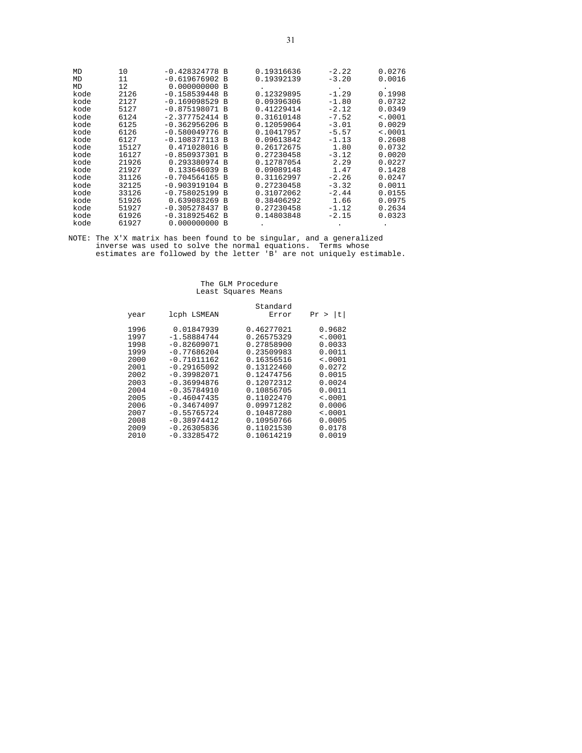| | | | | | |
|---|---|---|---|---|---|
| MD | 10 | -0.428324778 B | 0.19316636 | -2.22 | 0.0276 |
| MD | 11 | -0.619676902 B | 0.19392139 | -3.20 | 0.0016 |
| MD | 12 | 0.000000000 B | . | . | . |
| kode | 2126 | -0.158539448 B | 0.12329895 | -1.29 | 0.1998 |
| kode | 2127 | -0.169098529 B | 0.09396306 | -1.80 | 0.0732 |
| kode | 5127 | -0.875198071 B | 0.41229414 | -2.12 | 0.0349 |
| kode | 6124 | -2.377752414 B | 0.31610148 | -7.52 | <.0001 |
| kode | 6125 | -0.362956206 B | 0.12059064 | -3.01 | 0.0029 |
| kode | 6126 | -0.580049776 B | 0.10417957 | -5.57 | <.0001 |
| kode | 6127 | -0.108377113 B | 0.09613842 | -1.13 | 0.2608 |
| kode | 15127 | 0.471028016 B | 0.26172675 | 1.80 | 0.0732 |
| kode | 16127 | -0.850937301 B | 0.27230458 | -3.12 | 0.0020 |
| kode | 21926 | 0.293380974 B | 0.12787054 | 2.29 | 0.0227 |
| kode | 21927 | 0.133646039 B | 0.09089148 | 1.47 | 0.1428 |
| kode | 31126 | -0.704564165 B | 0.31162997 | -2.26 | 0.0247 |
| kode | 32125 | -0.903919104 B | 0.27230458 | -3.32 | 0.0011 |
| kode | 33126 | -0.758025199 B | 0.31072062 | -2.44 | 0.0155 |
| kode | 51926 | 0.639083269 B | 0.38406292 | 1.66 | 0.0975 |
| kode | 51927 | -0.305278437 B | 0.27230458 | -1.12 | 0.2634 |
| kode | 61926 | -0.318925462 B | 0.14803848 | -2.15 | 0.0323 |
| kode | 61927 | 0.000000000 B | . | . | . |

NOTE: The X'X matrix has been found to be singular, and a generalized inverse was used to solve the normal equations. Terms whose estimates are followed by the letter 'B' are not uniquely estimable.

The GLM Procedure
Least Squares Means

| year | lcph LSMEAN | Standard Error | Pr > \|t\| |
|---|---|---|---|
| 1996 | 0.01847939 | 0.46277021 | 0.9682 |
| 1997 | -1.58884744 | 0.26575329 | <.0001 |
| 1998 | -0.82609071 | 0.27858900 | 0.0033 |
| 1999 | -0.77686204 | 0.23509983 | 0.0011 |
| 2000 | -0.71011162 | 0.16356516 | <.0001 |
| 2001 | -0.29165092 | 0.13122460 | 0.0272 |
| 2002 | -0.39982071 | 0.12474756 | 0.0015 |
| 2003 | -0.36994876 | 0.12072312 | 0.0024 |
| 2004 | -0.35784910 | 0.10856705 | 0.0011 |
| 2005 | -0.46047435 | 0.11022470 | <.0001 |
| 2006 | -0.34674097 | 0.09971282 | 0.0006 |
| 2007 | -0.55765724 | 0.10487280 | <.0001 |
| 2008 | -0.38974412 | 0.10950766 | 0.0005 |
| 2009 | -0.26305836 | 0.11021530 | 0.0178 |
| 2010 | -0.33285472 | 0.10614219 | 0.0019 |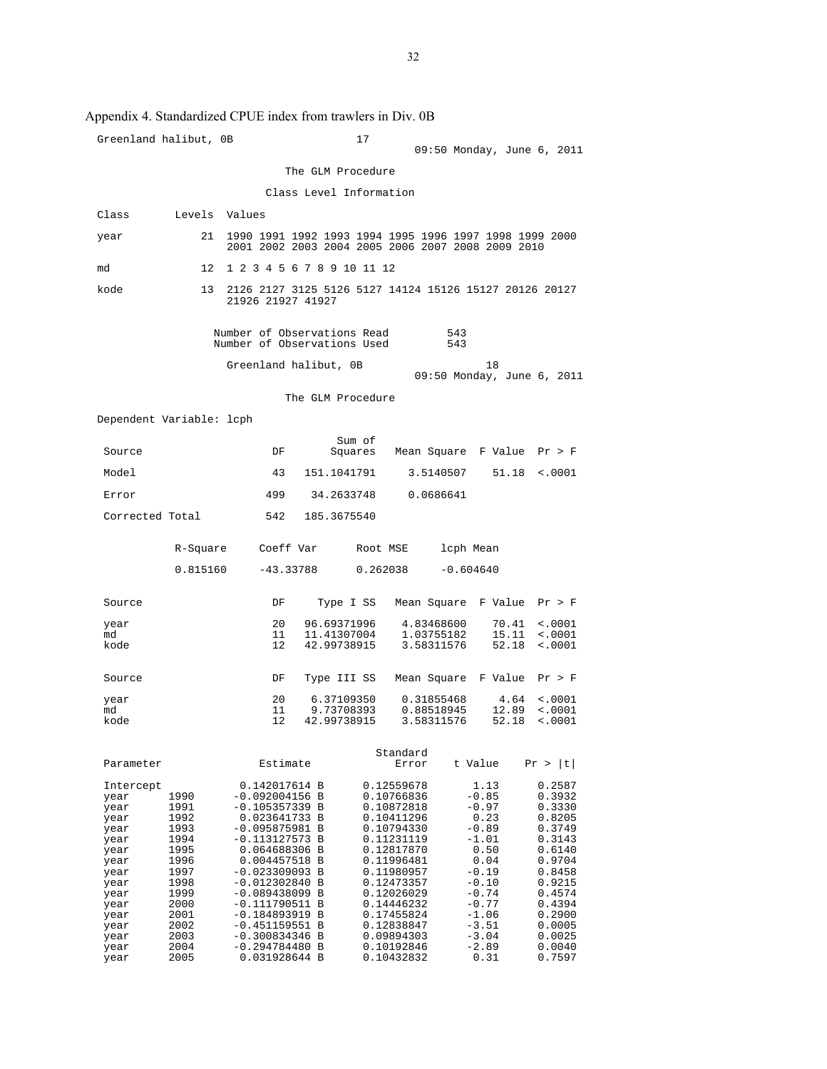Appendix 4. Standardized CPUE index from trawlers in Div. 0B

```
Greenland halibut, 0B                    17
                                                   09:50 Monday, June 6, 2011

                          The GLM Procedure

                       Class Level Information

Class       Levels  Values

year            21  1990 1991 1992 1993 1994 1995 1996 1997 1998 1999 2000
                    2001 2002 2003 2004 2005 2006 2007 2008 2009 2010

md              12  1 2 3 4 5 6 7 8 9 10 11 12

kode            13  2126 2127 3125 5126 5127 14124 15126 15127 20126 20127
                    21926 21927 41927


                 Number of Observations Read         543
                 Number of Observations Used         543

                   Greenland halibut, 0B                       18
                                                   09:50 Monday, June 6, 2011

                          The GLM Procedure

Dependent Variable: lcph

                                        Sum of
 Source                      DF        Squares   Mean Square  F Value  Pr > F

 Model                       43    151.1041791     3.5140507    51.18  <.0001

 Error                      499     34.2633748     0.0686641

 Corrected Total            542    185.3675540


           R-Square     Coeff Var      Root MSE     lcph Mean

           0.815160     -43.33788      0.262038     -0.604640


 Source                      DF     Type I SS   Mean Square  F Value  Pr > F

 year                        20   96.69371996    4.83468600    70.41  <.0001
 md                          11   11.41307004    1.03755182    15.11  <.0001
 kode                        12   42.99738915    3.58311576    52.18  <.0001


 Source                      DF   Type III SS   Mean Square  F Value  Pr > F

 year                        20    6.37109350    0.31855468     4.64  <.0001
 md                          11    9.73708393    0.88518945    12.89  <.0001
 kode                        12   42.99738915    3.58311576    52.18  <.0001


                                                Standard
 Parameter                 Estimate                Error    t Value    Pr > |t|

 Intercept             0.142017614 B      0.12559678       1.13       0.2587
 year      1990       -0.092004156 B      0.10766836      -0.85       0.3932
 year      1991       -0.105357339 B      0.10872818      -0.97       0.3330
 year      1992        0.023641733 B      0.10411296       0.23       0.8205
 year      1993       -0.095875981 B      0.10794330      -0.89       0.3749
 year      1994       -0.113127573 B      0.11231119      -1.01       0.3143
 year      1995        0.064688306 B      0.12817870       0.50       0.6140
 year      1996        0.004457518 B      0.11996481       0.04       0.9704
 year      1997       -0.023309093 B      0.11980957      -0.19       0.8458
 year      1998       -0.012302840 B      0.12473357      -0.10       0.9215
 year      1999       -0.089438099 B      0.12026029      -0.74       0.4574
 year      2000       -0.111790511 B      0.14446232      -0.77       0.4394
 year      2001       -0.184893919 B      0.17455824      -1.06       0.2900
 year      2002       -0.451159551 B      0.12838847      -3.51       0.0005
 year      2003       -0.300834346 B      0.09894303      -3.04       0.0025
 year      2004       -0.294784480 B      0.10192846      -2.89       0.0040
 year      2005        0.031928644 B      0.10432832       0.31       0.7597
```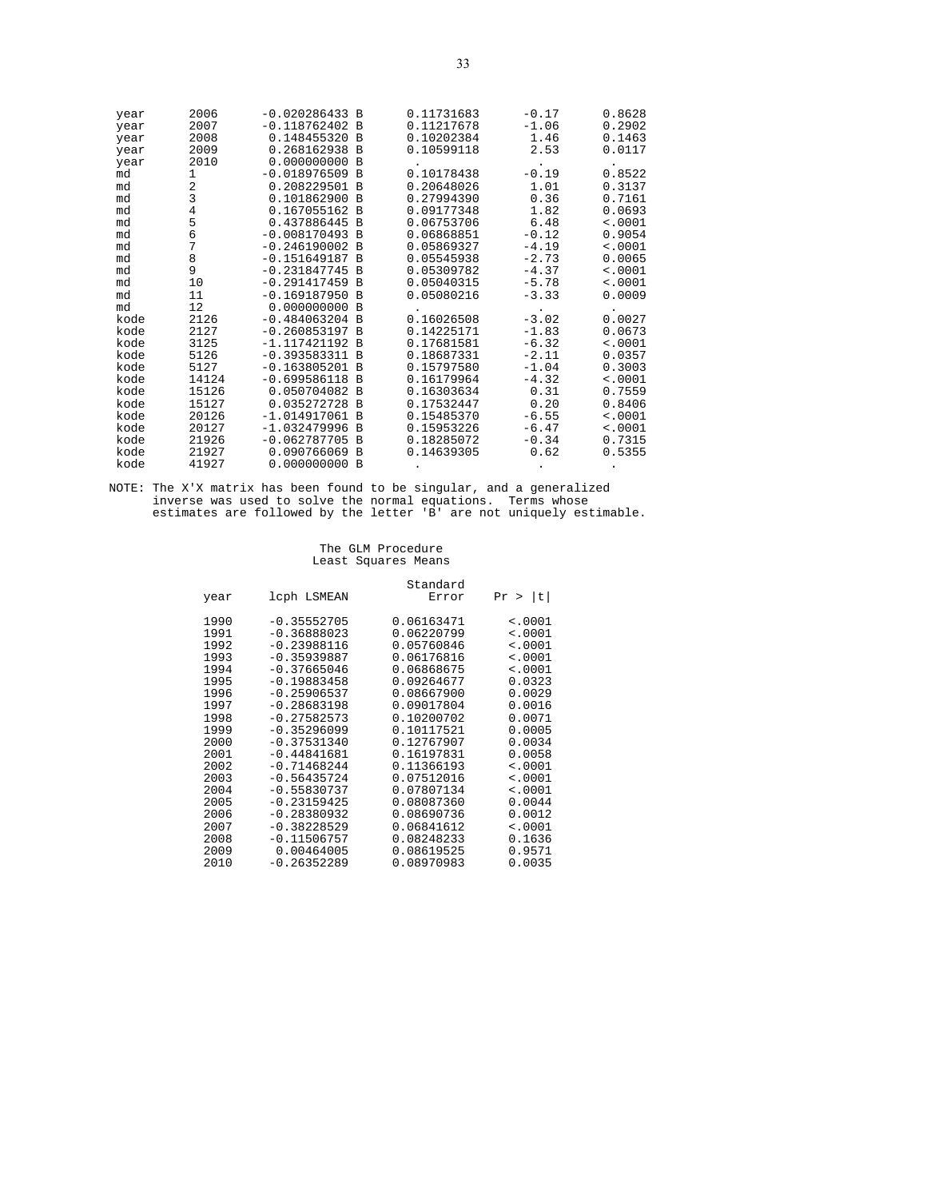| | | | | | |
|---|---|---|---|---|---|
| year | 2006 | -0.020286433 B | 0.11731683 | -0.17 | 0.8628 |
| year | 2007 | -0.118762402 B | 0.11217678 | -1.06 | 0.2902 |
| year | 2008 | 0.148455320 B | 0.10202384 | 1.46 | 0.1463 |
| year | 2009 | 0.268162938 B | 0.10599118 | 2.53 | 0.0117 |
| year | 2010 | 0.000000000 B | . | . | . |
| md | 1 | -0.018976509 B | 0.10178438 | -0.19 | 0.8522 |
| md | 2 | 0.208229501 B | 0.20648026 | 1.01 | 0.3137 |
| md | 3 | 0.101862900 B | 0.27994390 | 0.36 | 0.7161 |
| md | 4 | 0.167055162 B | 0.09177348 | 1.82 | 0.0693 |
| md | 5 | 0.437886445 B | 0.06753706 | 6.48 | <.0001 |
| md | 6 | -0.008170493 B | 0.06868851 | -0.12 | 0.9054 |
| md | 7 | -0.246190002 B | 0.05869327 | -4.19 | <.0001 |
| md | 8 | -0.151649187 B | 0.05545938 | -2.73 | 0.0065 |
| md | 9 | -0.231847745 B | 0.05309782 | -4.37 | <.0001 |
| md | 10 | -0.291417459 B | 0.05040315 | -5.78 | <.0001 |
| md | 11 | -0.169187950 B | 0.05080216 | -3.33 | 0.0009 |
| md | 12 | 0.000000000 B | . | . | . |
| kode | 2126 | -0.484063204 B | 0.16026508 | -3.02 | 0.0027 |
| kode | 2127 | -0.260853197 B | 0.14225171 | -1.83 | 0.0673 |
| kode | 3125 | -1.117421192 B | 0.17681581 | -6.32 | <.0001 |
| kode | 5126 | -0.393583311 B | 0.18687331 | -2.11 | 0.0357 |
| kode | 5127 | -0.163805201 B | 0.15797580 | -1.04 | 0.3003 |
| kode | 14124 | -0.699586118 B | 0.16179964 | -4.32 | <.0001 |
| kode | 15126 | 0.050704082 B | 0.16303634 | 0.31 | 0.7559 |
| kode | 15127 | 0.035272728 B | 0.17532447 | 0.20 | 0.8406 |
| kode | 20126 | -1.014917061 B | 0.15485370 | -6.55 | <.0001 |
| kode | 20127 | -1.032479996 B | 0.15953226 | -6.47 | <.0001 |
| kode | 21926 | -0.062787705 B | 0.18285072 | -0.34 | 0.7315 |
| kode | 21927 | 0.090766069 B | 0.14639305 | 0.62 | 0.5355 |
| kode | 41927 | 0.000000000 B | . | . | . |

NOTE: The X'X matrix has been found to be singular, and a generalized inverse was used to solve the normal equations. Terms whose estimates are followed by the letter 'B' are not uniquely estimable.

The GLM Procedure
Least Squares Means

| year | lcph LSMEAN | Standard Error | Pr > \|t\| |
|---|---|---|---|
| 1990 | -0.35552705 | 0.06163471 | <.0001 |
| 1991 | -0.36888023 | 0.06220799 | <.0001 |
| 1992 | -0.23988116 | 0.05760846 | <.0001 |
| 1993 | -0.35939887 | 0.06176816 | <.0001 |
| 1994 | -0.37665046 | 0.06868675 | <.0001 |
| 1995 | -0.19883458 | 0.09264677 | 0.0323 |
| 1996 | -0.25906537 | 0.08667900 | 0.0029 |
| 1997 | -0.28683198 | 0.09017804 | 0.0016 |
| 1998 | -0.27582573 | 0.10200702 | 0.0071 |
| 1999 | -0.35296099 | 0.10117521 | 0.0005 |
| 2000 | -0.37531340 | 0.12767907 | 0.0034 |
| 2001 | -0.44841681 | 0.16197831 | 0.0058 |
| 2002 | -0.71468244 | 0.11366193 | <.0001 |
| 2003 | -0.56435724 | 0.07512016 | <.0001 |
| 2004 | -0.55830737 | 0.07807134 | <.0001 |
| 2005 | -0.23159425 | 0.08087360 | 0.0044 |
| 2006 | -0.28380932 | 0.08690736 | 0.0012 |
| 2007 | -0.38228529 | 0.06841612 | <.0001 |
| 2008 | -0.11506757 | 0.08248233 | 0.1636 |
| 2009 | 0.00464005 | 0.08619525 | 0.9571 |
| 2010 | -0.26352289 | 0.08970983 | 0.0035 |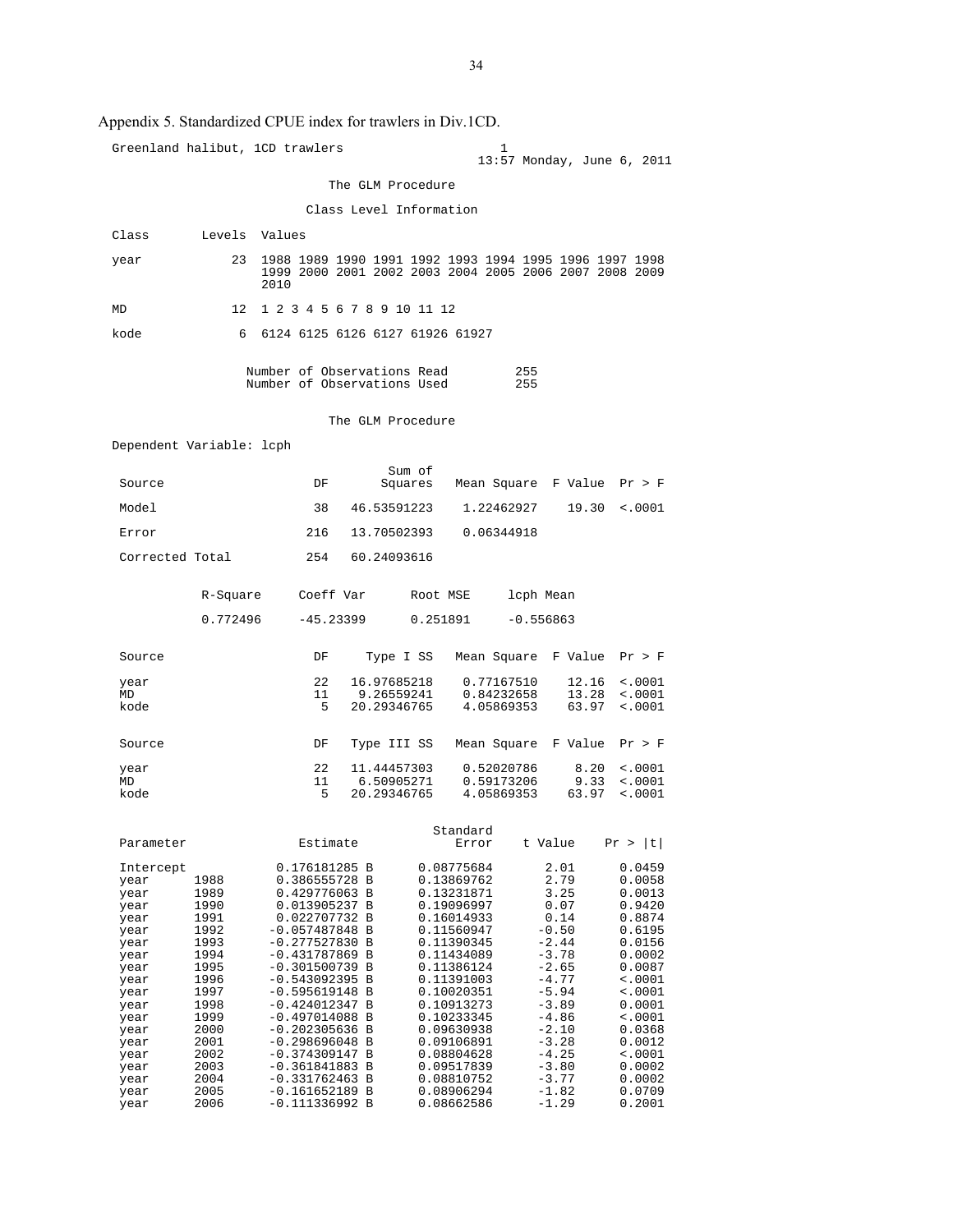Appendix 5. Standardized CPUE index for trawlers in Div.1CD.

```
Greenland halibut, 1CD trawlers                         1
                                              13:57 Monday, June 6, 2011

                          The GLM Procedure

                       Class Level Information

Class        Levels  Values

year             23  1988 1989 1990 1991 1992 1993 1994 1995 1996 1997 1998
                     1999 2000 2001 2002 2003 2004 2005 2006 2007 2008 2009
                     2010

MD               12  1 2 3 4 5 6 7 8 9 10 11 12

kode              6  6124 6125 6126 6127 61926 61927


                 Number of Observations Read         255
                 Number of Observations Used         255


                          The GLM Procedure

Dependent Variable: lcph

                                     Sum of
 Source                    DF       Squares   Mean Square  F Value  Pr > F

 Model                     38   46.53591223    1.22462927    19.30  <.0001

 Error                    216   13.70502393    0.06344918

 Corrected Total          254   60.24093616


            R-Square     Coeff Var      Root MSE     lcph Mean

            0.772496     -45.23399      0.251891     -0.556863


 Source                    DF     Type I SS   Mean Square  F Value  Pr > F

 year                      22   16.97685218    0.77167510    12.16  <.0001
 MD                        11    9.26559241    0.84232658    13.28  <.0001
 kode                       5   20.29346765    4.05869353    63.97  <.0001


 Source                    DF   Type III SS   Mean Square  F Value  Pr > F

 year                      22   11.44457303    0.52020786     8.20  <.0001
 MD                        11    6.50905271    0.59173206     9.33  <.0001
 kode                       5   20.29346765    4.05869353    63.97  <.0001


                                            Standard
 Parameter              Estimate               Error    t Value    Pr > |t|

 Intercept           0.176181285 B      0.08775684       2.01      0.0459
 year      1988      0.386555728 B      0.13869762       2.79      0.0058
 year      1989      0.429776063 B      0.13231871       3.25      0.0013
 year      1990      0.013905237 B      0.19096997       0.07      0.9420
 year      1991      0.022707732 B      0.16014933       0.14      0.8874
 year      1992     -0.057487848 B      0.11560947      -0.50      0.6195
 year      1993     -0.277527830 B      0.11390345      -2.44      0.0156
 year      1994     -0.431787869 B      0.11434089      -3.78      0.0002
 year      1995     -0.301500739 B      0.11386124      -2.65      0.0087
 year      1996     -0.543092395 B      0.11391003      -4.77      <.0001
 year      1997     -0.595619148 B      0.10020351      -5.94      <.0001
 year      1998     -0.424012347 B      0.10913273      -3.89      0.0001
 year      1999     -0.497014088 B      0.10233345      -4.86      <.0001
 year      2000     -0.202305636 B      0.09630938      -2.10      0.0368
 year      2001     -0.298696048 B      0.09106891      -3.28      0.0012
 year      2002     -0.374309147 B      0.08804628      -4.25      <.0001
 year      2003     -0.361841883 B      0.09517839      -3.80      0.0002
 year      2004     -0.331762463 B      0.08810752      -3.77      0.0002
 year      2005     -0.161652189 B      0.08906294      -1.82      0.0709
 year      2006     -0.111336992 B      0.08662586      -1.29      0.2001
```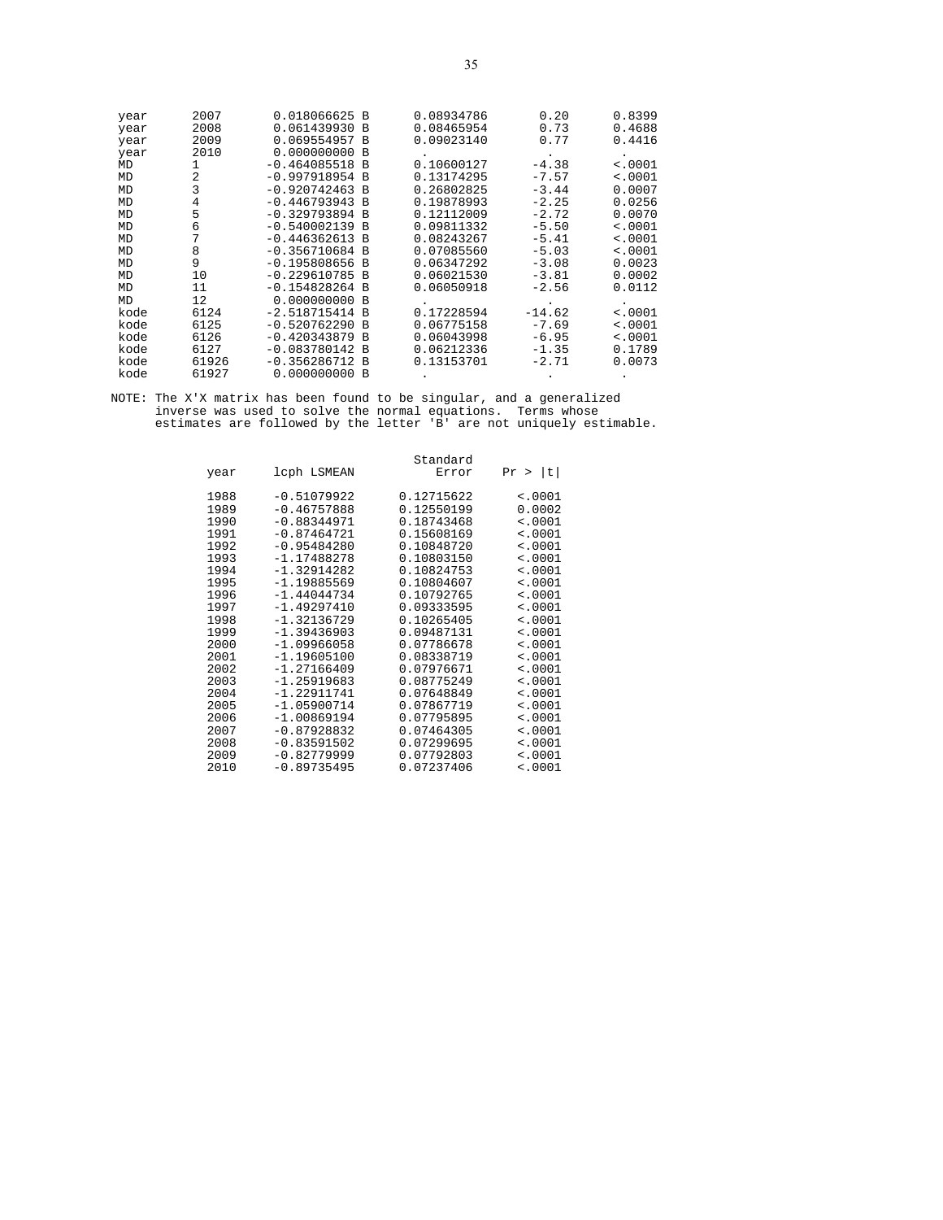| | | | | | |
|---|---|---|---|---|---|
| year | 2007 | 0.018066625 B | 0.08934786 | 0.20 | 0.8399 |
| year | 2008 | 0.061439930 B | 0.08465954 | 0.73 | 0.4688 |
| year | 2009 | 0.069554957 B | 0.09023140 | 0.77 | 0.4416 |
| year | 2010 | 0.000000000 B | . | . | . |
| MD | 1 | -0.464085518 B | 0.10600127 | -4.38 | <.0001 |
| MD | 2 | -0.997918954 B | 0.13174295 | -7.57 | <.0001 |
| MD | 3 | -0.920742463 B | 0.26802825 | -3.44 | 0.0007 |
| MD | 4 | -0.446793943 B | 0.19878993 | -2.25 | 0.0256 |
| MD | 5 | -0.329793894 B | 0.12112009 | -2.72 | 0.0070 |
| MD | 6 | -0.540002139 B | 0.09811332 | -5.50 | <.0001 |
| MD | 7 | -0.446362613 B | 0.08243267 | -5.41 | <.0001 |
| MD | 8 | -0.356710684 B | 0.07085560 | -5.03 | <.0001 |
| MD | 9 | -0.195808656 B | 0.06347292 | -3.08 | 0.0023 |
| MD | 10 | -0.229610785 B | 0.06021530 | -3.81 | 0.0002 |
| MD | 11 | -0.154828264 B | 0.06050918 | -2.56 | 0.0112 |
| MD | 12 | 0.000000000 B | . | . | . |
| kode | 6124 | -2.518715414 B | 0.17228594 | -14.62 | <.0001 |
| kode | 6125 | -0.520762290 B | 0.06775158 | -7.69 | <.0001 |
| kode | 6126 | -0.420343879 B | 0.06043998 | -6.95 | <.0001 |
| kode | 6127 | -0.083780142 B | 0.06212336 | -1.35 | 0.1789 |
| kode | 61926 | -0.356286712 B | 0.13153701 | -2.71 | 0.0073 |
| kode | 61927 | 0.000000000 B | . | . | . |

NOTE: The X'X matrix has been found to be singular, and a generalized inverse was used to solve the normal equations. Terms whose estimates are followed by the letter 'B' are not uniquely estimable.

| year | lcph LSMEAN | Standard Error | Pr > \|t\| |
|---|---|---|---|
| 1988 | -0.51079922 | 0.12715622 | <.0001 |
| 1989 | -0.46757888 | 0.12550199 | 0.0002 |
| 1990 | -0.88344971 | 0.18743468 | <.0001 |
| 1991 | -0.87464721 | 0.15608169 | <.0001 |
| 1992 | -0.95484280 | 0.10848720 | <.0001 |
| 1993 | -1.17488278 | 0.10803150 | <.0001 |
| 1994 | -1.32914282 | 0.10824753 | <.0001 |
| 1995 | -1.19885569 | 0.10804607 | <.0001 |
| 1996 | -1.44044734 | 0.10792765 | <.0001 |
| 1997 | -1.49297410 | 0.09333595 | <.0001 |
| 1998 | -1.32136729 | 0.10265405 | <.0001 |
| 1999 | -1.39436903 | 0.09487131 | <.0001 |
| 2000 | -1.09966058 | 0.07786678 | <.0001 |
| 2001 | -1.19605100 | 0.08338719 | <.0001 |
| 2002 | -1.27166409 | 0.07976671 | <.0001 |
| 2003 | -1.25919683 | 0.08775249 | <.0001 |
| 2004 | -1.22911741 | 0.07648849 | <.0001 |
| 2005 | -1.05900714 | 0.07867719 | <.0001 |
| 2006 | -1.00869194 | 0.07795895 | <.0001 |
| 2007 | -0.87928832 | 0.07464305 | <.0001 |
| 2008 | -0.83591502 | 0.07299695 | <.0001 |
| 2009 | -0.82779999 | 0.07792803 | <.0001 |
| 2010 | -0.89735495 | 0.07237406 | <.0001 |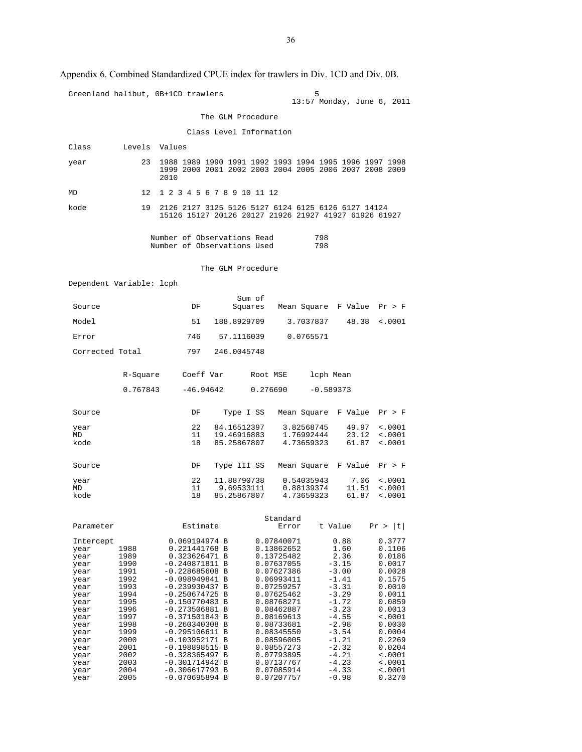Appendix 6. Combined Standardized CPUE index for trawlers in Div. 1CD and Div. 0B.

```
Greenland halibut, 0B+1CD trawlers                   5
                                               13:57 Monday, June 6, 2011

                          The GLM Procedure

                       Class Level Information

Class       Levels  Values

year            23  1988 1989 1990 1991 1992 1993 1994 1995 1996 1997 1998
                    1999 2000 2001 2002 2003 2004 2005 2006 2007 2008 2009
                    2010

MD              12  1 2 3 4 5 6 7 8 9 10 11 12

kode            19  2126 2127 3125 5126 5127 6124 6125 6126 6127 14124
                    15126 15127 20126 20127 21926 21927 41927 61926 61927


                 Number of Observations Read         798
                 Number of Observations Used         798


                          The GLM Procedure

Dependent Variable: lcph

                                     Sum of
 Source                  DF         Squares   Mean Square  F Value  Pr > F

 Model                   51     188.8929709     3.7037837    48.38  <.0001

 Error                  746      57.1116039     0.0765571

 Corrected Total        797     246.0045748


           R-Square     Coeff Var      Root MSE     lcph Mean

           0.767843     -46.94642      0.276690     -0.589373


 Source                  DF       Type I SS   Mean Square  F Value  Pr > F

 year                    22     84.16512397    3.82568745    49.97  <.0001
 MD                      11     19.46916883    1.76992444    23.12  <.0001
 kode                    18     85.25867807    4.73659323    61.87  <.0001


 Source                  DF     Type III SS   Mean Square  F Value  Pr > F

 year                    22     11.88790738    0.54035943     7.06  <.0001
 MD                      11      9.69533111    0.88139374    11.51  <.0001
 kode                    18     85.25867807    4.73659323    61.87  <.0001


                                               Standard
 Parameter              Estimate                  Error    t Value    Pr > |t|

 Intercept           0.069194974 B      0.07840071       0.88       0.3777
 year      1988      0.221441768 B      0.13862652       1.60       0.1106
 year      1989      0.323626471 B      0.13725482       2.36       0.0186
 year      1990     -0.240871811 B      0.07637055      -3.15       0.0017
 year      1991     -0.228685608 B      0.07627386      -3.00       0.0028
 year      1992     -0.098949841 B      0.06993411      -1.41       0.1575
 year      1993     -0.239930437 B      0.07259257      -3.31       0.0010
 year      1994     -0.250674725 B      0.07625462      -3.29       0.0011
 year      1995     -0.150770483 B      0.08768271      -1.72       0.0859
 year      1996     -0.273506881 B      0.08462887      -3.23       0.0013
 year      1997     -0.371501843 B      0.08169613      -4.55       <.0001
 year      1998     -0.260340308 B      0.08733681      -2.98       0.0030
 year      1999     -0.295106611 B      0.08345550      -3.54       0.0004
 year      2000     -0.103952171 B      0.08596005      -1.21       0.2269
 year      2001     -0.198898515 B      0.08557273      -2.32       0.0204
 year      2002     -0.328365497 B      0.07793895      -4.21       <.0001
 year      2003     -0.301714942 B      0.07137767      -4.23       <.0001
 year      2004     -0.306617793 B      0.07085914      -4.33       <.0001
 year      2005     -0.070695894 B      0.07207757      -0.98       0.3270
```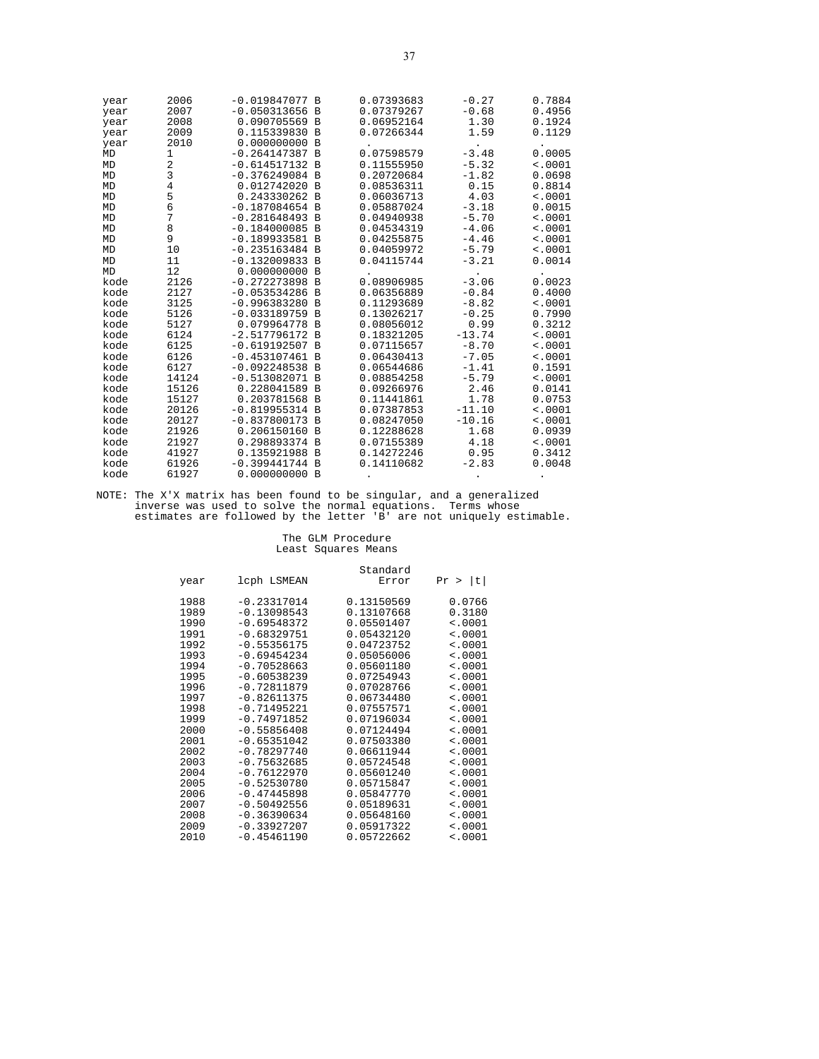| | | | | | |
|---|---|---|---|---|---|
| year | 2006 | -0.019847077 B | 0.07393683 | -0.27 | 0.7884 |
| year | 2007 | -0.050313656 B | 0.07379267 | -0.68 | 0.4956 |
| year | 2008 | 0.090705569 B | 0.06952164 | 1.30 | 0.1924 |
| year | 2009 | 0.115339830 B | 0.07266344 | 1.59 | 0.1129 |
| year | 2010 | 0.000000000 B | . | . | . |
| MD | 1 | -0.264147387 B | 0.07598579 | -3.48 | 0.0005 |
| MD | 2 | -0.614517132 B | 0.11555950 | -5.32 | <.0001 |
| MD | 3 | -0.376249084 B | 0.20720684 | -1.82 | 0.0698 |
| MD | 4 | 0.012742020 B | 0.08536311 | 0.15 | 0.8814 |
| MD | 5 | 0.243330262 B | 0.06036713 | 4.03 | <.0001 |
| MD | 6 | -0.187084654 B | 0.05887024 | -3.18 | 0.0015 |
| MD | 7 | -0.281648493 B | 0.04940938 | -5.70 | <.0001 |
| MD | 8 | -0.184000085 B | 0.04534319 | -4.06 | <.0001 |
| MD | 9 | -0.189933581 B | 0.04255875 | -4.46 | <.0001 |
| MD | 10 | -0.235163484 B | 0.04059972 | -5.79 | <.0001 |
| MD | 11 | -0.132009833 B | 0.04115744 | -3.21 | 0.0014 |
| MD | 12 | 0.000000000 B | . | . | . |
| kode | 2126 | -0.272273898 B | 0.08906985 | -3.06 | 0.0023 |
| kode | 2127 | -0.053534286 B | 0.06356889 | -0.84 | 0.4000 |
| kode | 3125 | -0.996383280 B | 0.11293689 | -8.82 | <.0001 |
| kode | 5126 | -0.033189759 B | 0.13026217 | -0.25 | 0.7990 |
| kode | 5127 | 0.079964778 B | 0.08056012 | 0.99 | 0.3212 |
| kode | 6124 | -2.517796172 B | 0.18321205 | -13.74 | <.0001 |
| kode | 6125 | -0.619192507 B | 0.07115657 | -8.70 | <.0001 |
| kode | 6126 | -0.453107461 B | 0.06430413 | -7.05 | <.0001 |
| kode | 6127 | -0.092248538 B | 0.06544686 | -1.41 | 0.1591 |
| kode | 14124 | -0.513082071 B | 0.08854258 | -5.79 | <.0001 |
| kode | 15126 | 0.228041589 B | 0.09266976 | 2.46 | 0.0141 |
| kode | 15127 | 0.203781568 B | 0.11441861 | 1.78 | 0.0753 |
| kode | 20126 | -0.819955314 B | 0.07387853 | -11.10 | <.0001 |
| kode | 20127 | -0.837800173 B | 0.08247050 | -10.16 | <.0001 |
| kode | 21926 | 0.206150160 B | 0.12288628 | 1.68 | 0.0939 |
| kode | 21927 | 0.298893374 B | 0.07155389 | 4.18 | <.0001 |
| kode | 41927 | 0.135921988 B | 0.14272246 | 0.95 | 0.3412 |
| kode | 61926 | -0.399441744 B | 0.14110682 | -2.83 | 0.0048 |
| kode | 61927 | 0.000000000 B | . | . | . |

NOTE: The X'X matrix has been found to be singular, and a generalized inverse was used to solve the normal equations. Terms whose estimates are followed by the letter 'B' are not uniquely estimable.

The GLM Procedure
Least Squares Means

| year | lcph LSMEAN | Standard Error | Pr > \|t\| |
|---|---|---|---|
| 1988 | -0.23317014 | 0.13150569 | 0.0766 |
| 1989 | -0.13098543 | 0.13107668 | 0.3180 |
| 1990 | -0.69548372 | 0.05501407 | <.0001 |
| 1991 | -0.68329751 | 0.05432120 | <.0001 |
| 1992 | -0.55356175 | 0.04723752 | <.0001 |
| 1993 | -0.69454234 | 0.05056006 | <.0001 |
| 1994 | -0.70528663 | 0.05601180 | <.0001 |
| 1995 | -0.60538239 | 0.07254943 | <.0001 |
| 1996 | -0.72811879 | 0.07028766 | <.0001 |
| 1997 | -0.82611375 | 0.06734480 | <.0001 |
| 1998 | -0.71495221 | 0.07557571 | <.0001 |
| 1999 | -0.74971852 | 0.07196034 | <.0001 |
| 2000 | -0.55856408 | 0.07124494 | <.0001 |
| 2001 | -0.65351042 | 0.07503380 | <.0001 |
| 2002 | -0.78297740 | 0.06611944 | <.0001 |
| 2003 | -0.75632685 | 0.05724548 | <.0001 |
| 2004 | -0.76122970 | 0.05601240 | <.0001 |
| 2005 | -0.52530780 | 0.05715847 | <.0001 |
| 2006 | -0.47445898 | 0.05847770 | <.0001 |
| 2007 | -0.50492556 | 0.05189631 | <.0001 |
| 2008 | -0.36390634 | 0.05648160 | <.0001 |
| 2009 | -0.33927207 | 0.05917322 | <.0001 |
| 2010 | -0.45461190 | 0.05722662 | <.0001 |